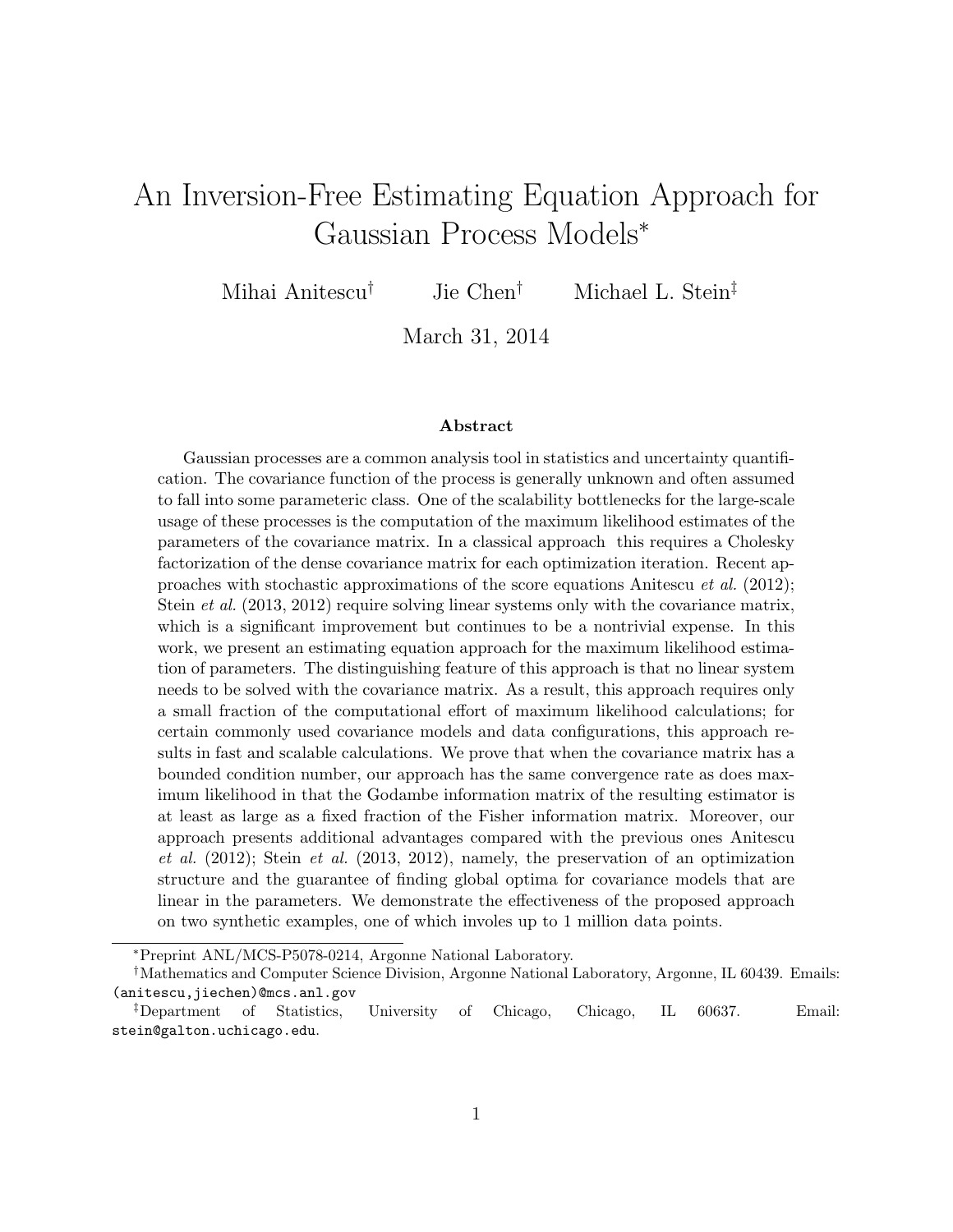# An Inversion-Free Estimating Equation Approach for Gaussian Process Models*

Mihai Anitescu[†] Jie Chen[†] Michael L. Stein[‡]

March 31, 2014

### Abstract

Gaussian processes are a common analysis tool in statistics and uncertainty quantification. The covariance function of the process is generally unknown and often assumed to fall into some parameteric class. One of the scalability bottlenecks for the large-scale usage of these processes is the computation of the maximum likelihood estimates of the parameters of the covariance matrix. In a classical approach this requires a Cholesky factorization of the dense covariance matrix for each optimization iteration. Recent approaches with stochastic approximations of the score equations Anitescu *et al.* (2012); Stein *et al.* (2013, 2012) require solving linear systems only with the covariance matrix, which is a significant improvement but continues to be a nontrivial expense. In this work, we present an estimating equation approach for the maximum likelihood estimation of parameters. The distinguishing feature of this approach is that no linear system needs to be solved with the covariance matrix. As a result, this approach requires only a small fraction of the computational effort of maximum likelihood calculations; for certain commonly used covariance models and data configurations, this approach results in fast and scalable calculations. We prove that when the covariance matrix has a bounded condition number, our approach has the same convergence rate as does maximum likelihood in that the Godambe information matrix of the resulting estimator is at least as large as a fixed fraction of the Fisher information matrix. Moreover, our approach presents additional advantages compared with the previous ones Anitescu *et al.* (2012); Stein *et al.* (2013, 2012), namely, the preservation of an optimization structure and the guarantee of finding global optima for covariance models that are linear in the parameters. We demonstrate the effectiveness of the proposed approach on two synthetic examples, one of which involes up to 1 million data points.

---

*Preprint ANL/MCS-P5078-0214, Argonne National Laboratory.

[†]Mathematics and Computer Science Division, Argonne National Laboratory, Argonne, IL 60439. Emails: (anitescu,jiechen)@mcs.anl.gov

[‡]Department of Statistics, University of Chicago, Chicago, IL 60637. Email: stein@galton.uchicago.edu.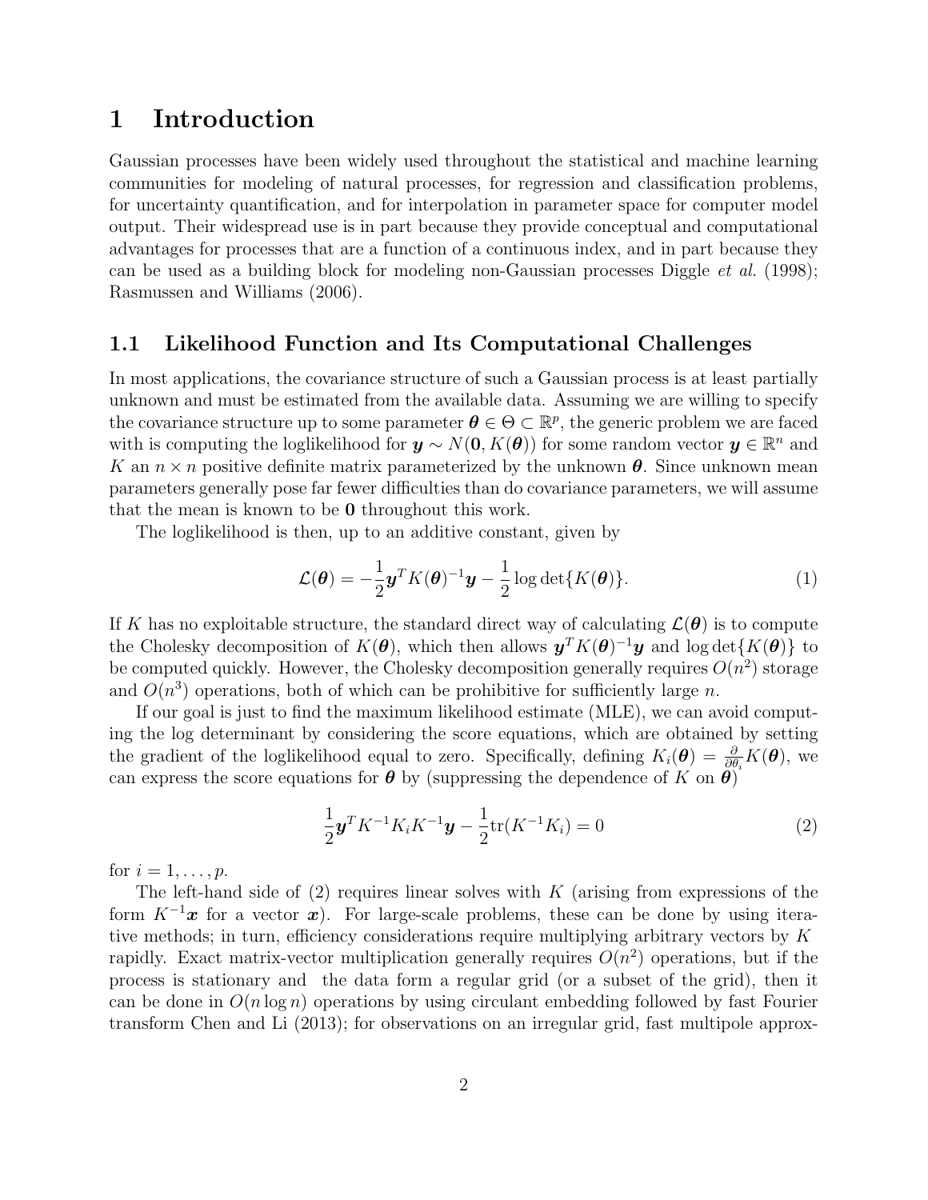# 1 Introduction

Gaussian processes have been widely used throughout the statistical and machine learning communities for modeling of natural processes, for regression and classification problems, for uncertainty quantification, and for interpolation in parameter space for computer model output. Their widespread use is in part because they provide conceptual and computational advantages for processes that are a function of a continuous index, and in part because they can be used as a building block for modeling non-Gaussian processes Diggle *et al.* (1998); Rasmussen and Williams (2006).

## 1.1 Likelihood Function and Its Computational Challenges

In most applications, the covariance structure of such a Gaussian process is at least partially unknown and must be estimated from the available data. Assuming we are willing to specify the covariance structure up to some parameter $\boldsymbol{\theta} \in \Theta \subset \mathbb{R}^p$, the generic problem we are faced with is computing the loglikelihood for $\boldsymbol{y} \sim N(\mathbf{0}, K(\boldsymbol{\theta}))$ for some random vector $\boldsymbol{y} \in \mathbb{R}^n$ and $K$ an $n \times n$ positive definite matrix parameterized by the unknown $\boldsymbol{\theta}$. Since unknown mean parameters generally pose far fewer difficulties than do covariance parameters, we will assume that the mean is known to be $\mathbf{0}$ throughout this work.

The loglikelihood is then, up to an additive constant, given by

$$\mathcal{L}(\boldsymbol{\theta}) = -\frac{1}{2}\boldsymbol{y}^T K(\boldsymbol{\theta})^{-1}\boldsymbol{y} - \frac{1}{2}\log\det\{K(\boldsymbol{\theta})\}. \tag{1}$$

If $K$ has no exploitable structure, the standard direct way of calculating $\mathcal{L}(\boldsymbol{\theta})$ is to compute the Cholesky decomposition of $K(\boldsymbol{\theta})$, which then allows $\boldsymbol{y}^T K(\boldsymbol{\theta})^{-1}\boldsymbol{y}$ and $\log\det\{K(\boldsymbol{\theta})\}$ to be computed quickly. However, the Cholesky decomposition generally requires $O(n^2)$ storage and $O(n^3)$ operations, both of which can be prohibitive for sufficiently large $n$.

If our goal is just to find the maximum likelihood estimate (MLE), we can avoid computing the log determinant by considering the score equations, which are obtained by setting the gradient of the loglikelihood equal to zero. Specifically, defining $K_i(\boldsymbol{\theta}) = \frac{\partial}{\partial\theta_i}K(\boldsymbol{\theta})$, we can express the score equations for $\boldsymbol{\theta}$ by (suppressing the dependence of $K$ on $\boldsymbol{\theta}$)

$$\frac{1}{2}\boldsymbol{y}^T K^{-1} K_i K^{-1}\boldsymbol{y} - \frac{1}{2}\mathrm{tr}(K^{-1}K_i) = 0 \tag{2}$$

for $i = 1, \ldots, p$.

The left-hand side of (2) requires linear solves with $K$ (arising from expressions of the form $K^{-1}\boldsymbol{x}$ for a vector $\boldsymbol{x}$). For large-scale problems, these can be done by using iterative methods; in turn, efficiency considerations require multiplying arbitrary vectors by $K$ rapidly. Exact matrix-vector multiplication generally requires $O(n^2)$ operations, but if the process is stationary and the data form a regular grid (or a subset of the grid), then it can be done in $O(n \log n)$ operations by using circulant embedding followed by fast Fourier transform Chen and Li (2013); for observations on an irregular grid, fast multipole approx-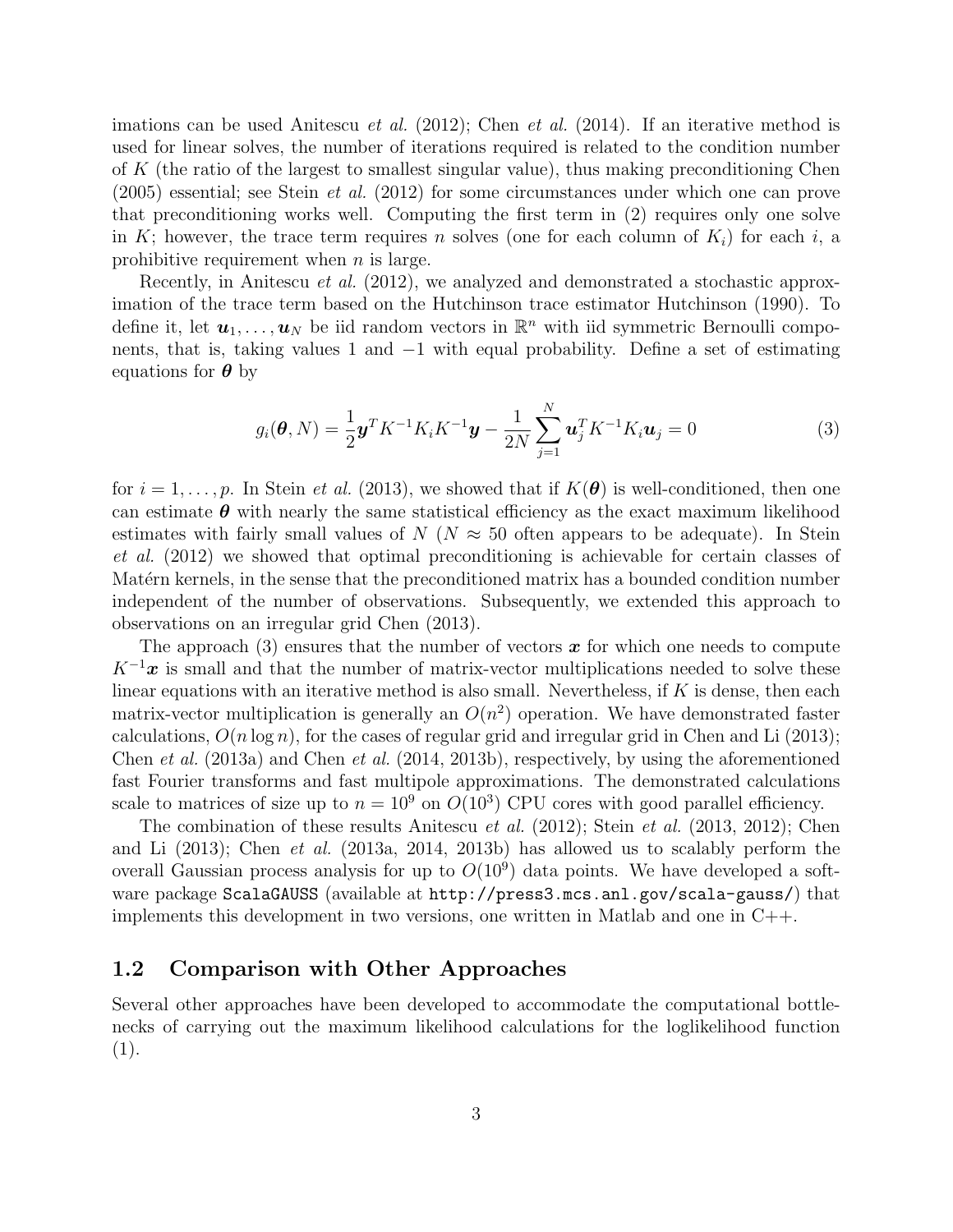imations can be used Anitescu *et al.* (2012); Chen *et al.* (2014). If an iterative method is used for linear solves, the number of iterations required is related to the condition number of $K$ (the ratio of the largest to smallest singular value), thus making preconditioning Chen (2005) essential; see Stein *et al.* (2012) for some circumstances under which one can prove that preconditioning works well. Computing the first term in (2) requires only one solve in $K$; however, the trace term requires $n$ solves (one for each column of $K_i$) for each $i$, a prohibitive requirement when $n$ is large.

Recently, in Anitescu *et al.* (2012), we analyzed and demonstrated a stochastic approximation of the trace term based on the Hutchinson trace estimator Hutchinson (1990). To define it, let $\boldsymbol{u}_1, \ldots, \boldsymbol{u}_N$ be iid random vectors in $\mathbb{R}^n$ with iid symmetric Bernoulli components, that is, taking values 1 and $-1$ with equal probability. Define a set of estimating equations for $\boldsymbol{\theta}$ by

$$g_i(\boldsymbol{\theta}, N) = \frac{1}{2}\boldsymbol{y}^T K^{-1} K_i K^{-1} \boldsymbol{y} - \frac{1}{2N} \sum_{j=1}^{N} \boldsymbol{u}_j^T K^{-1} K_i \boldsymbol{u}_j = 0 \tag{3}$$

for $i = 1, \ldots, p$. In Stein *et al.* (2013), we showed that if $K(\boldsymbol{\theta})$ is well-conditioned, then one can estimate $\boldsymbol{\theta}$ with nearly the same statistical efficiency as the exact maximum likelihood estimates with fairly small values of $N$ ($N \approx 50$ often appears to be adequate). In Stein *et al.* (2012) we showed that optimal preconditioning is achievable for certain classes of Matérn kernels, in the sense that the preconditioned matrix has a bounded condition number independent of the number of observations. Subsequently, we extended this approach to observations on an irregular grid Chen (2013).

The approach (3) ensures that the number of vectors $\boldsymbol{x}$ for which one needs to compute $K^{-1}\boldsymbol{x}$ is small and that the number of matrix-vector multiplications needed to solve these linear equations with an iterative method is also small. Nevertheless, if $K$ is dense, then each matrix-vector multiplication is generally an $O(n^2)$ operation. We have demonstrated faster calculations, $O(n \log n)$, for the cases of regular grid and irregular grid in Chen and Li (2013); Chen *et al.* (2013a) and Chen *et al.* (2014, 2013b), respectively, by using the aforementioned fast Fourier transforms and fast multipole approximations. The demonstrated calculations scale to matrices of size up to $n = 10^9$ on $O(10^3)$ CPU cores with good parallel efficiency.

The combination of these results Anitescu *et al.* (2012); Stein *et al.* (2013, 2012); Chen and Li (2013); Chen *et al.* (2013a, 2014, 2013b) has allowed us to scalably perform the overall Gaussian process analysis for up to $O(10^9)$ data points. We have developed a software package `ScalaGAUSS` (available at `http://press3.mcs.anl.gov/scala-gauss/`) that implements this development in two versions, one written in Matlab and one in C++.

## 1.2 Comparison with Other Approaches

Several other approaches have been developed to accommodate the computational bottlenecks of carrying out the maximum likelihood calculations for the loglikelihood function (1).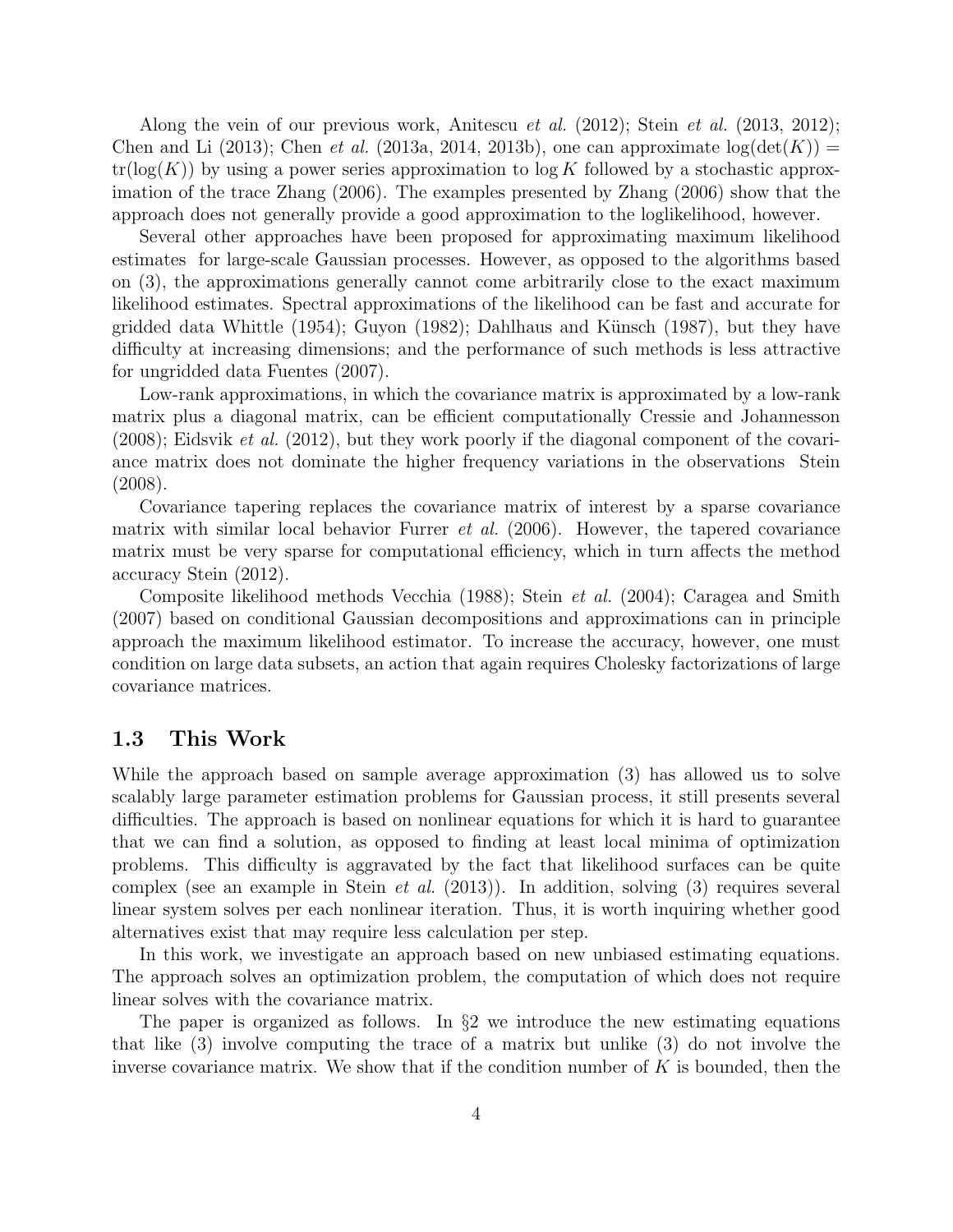Along the vein of our previous work, Anitescu *et al.* (2012); Stein *et al.* (2013, 2012); Chen and Li (2013); Chen *et al.* (2013a, 2014, 2013b), one can approximate $\log(\det(K)) = \text{tr}(\log(K))$ by using a power series approximation to $\log K$ followed by a stochastic approximation of the trace Zhang (2006). The examples presented by Zhang (2006) show that the approach does not generally provide a good approximation to the loglikelihood, however.

Several other approaches have been proposed for approximating maximum likelihood estimates for large-scale Gaussian processes. However, as opposed to the algorithms based on (3), the approximations generally cannot come arbitrarily close to the exact maximum likelihood estimates. Spectral approximations of the likelihood can be fast and accurate for gridded data Whittle (1954); Guyon (1982); Dahlhaus and Künsch (1987), but they have difficulty at increasing dimensions; and the performance of such methods is less attractive for ungridded data Fuentes (2007).

Low-rank approximations, in which the covariance matrix is approximated by a low-rank matrix plus a diagonal matrix, can be efficient computationally Cressie and Johannesson (2008); Eidsvik *et al.* (2012), but they work poorly if the diagonal component of the covariance matrix does not dominate the higher frequency variations in the observations Stein (2008).

Covariance tapering replaces the covariance matrix of interest by a sparse covariance matrix with similar local behavior Furrer *et al.* (2006). However, the tapered covariance matrix must be very sparse for computational efficiency, which in turn affects the method accuracy Stein (2012).

Composite likelihood methods Vecchia (1988); Stein *et al.* (2004); Caragea and Smith (2007) based on conditional Gaussian decompositions and approximations can in principle approach the maximum likelihood estimator. To increase the accuracy, however, one must condition on large data subsets, an action that again requires Cholesky factorizations of large covariance matrices.

### 1.3 This Work

While the approach based on sample average approximation (3) has allowed us to solve scalably large parameter estimation problems for Gaussian process, it still presents several difficulties. The approach is based on nonlinear equations for which it is hard to guarantee that we can find a solution, as opposed to finding at least local minima of optimization problems. This difficulty is aggravated by the fact that likelihood surfaces can be quite complex (see an example in Stein *et al.* (2013)). In addition, solving (3) requires several linear system solves per each nonlinear iteration. Thus, it is worth inquiring whether good alternatives exist that may require less calculation per step.

In this work, we investigate an approach based on new unbiased estimating equations. The approach solves an optimization problem, the computation of which does not require linear solves with the covariance matrix.

The paper is organized as follows. In §2 we introduce the new estimating equations that like (3) involve computing the trace of a matrix but unlike (3) do not involve the inverse covariance matrix. We show that if the condition number of $K$ is bounded, then the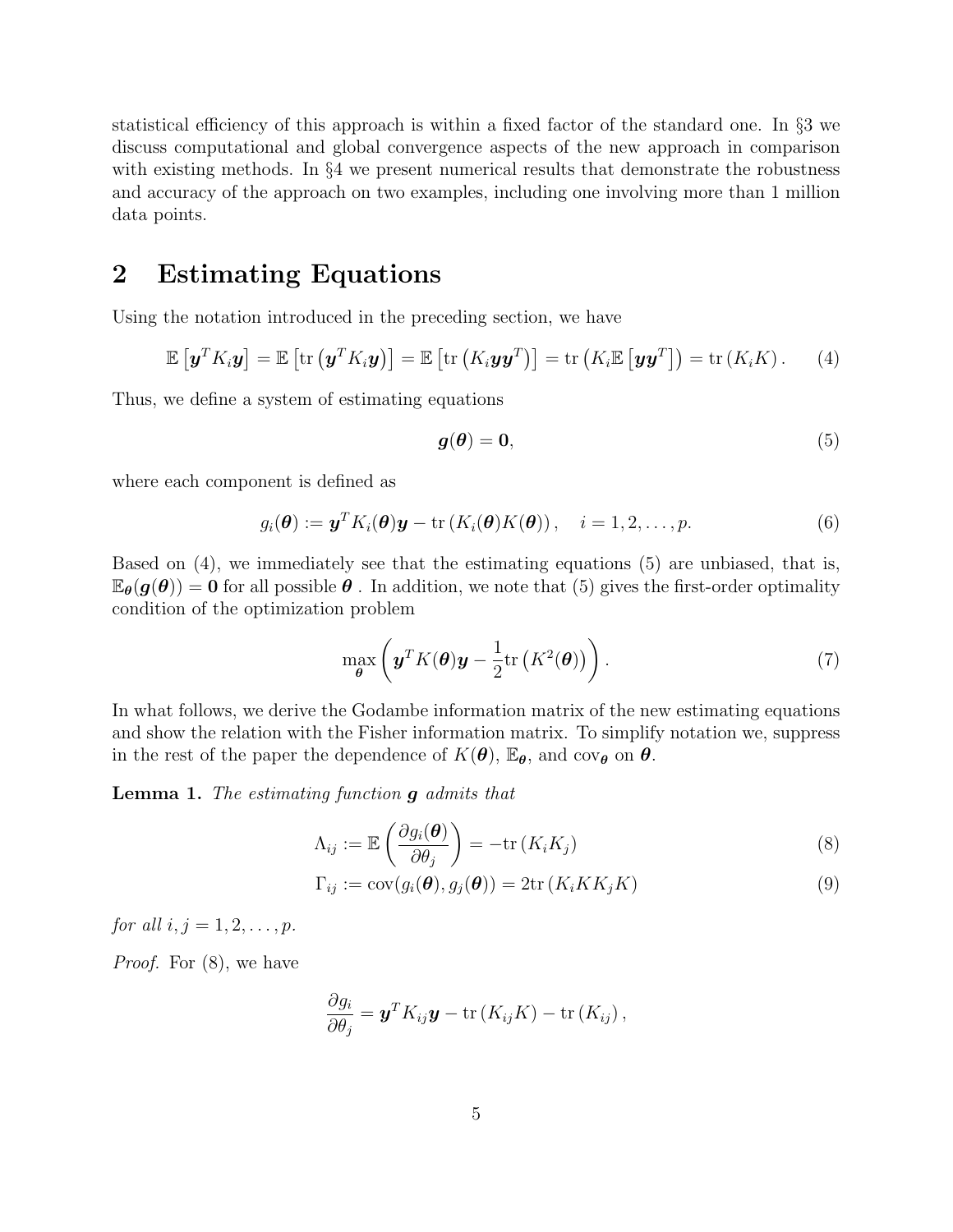statistical efficiency of this approach is within a fixed factor of the standard one. In §3 we discuss computational and global convergence aspects of the new approach in comparison with existing methods. In §4 we present numerical results that demonstrate the robustness and accuracy of the approach on two examples, including one involving more than 1 million data points.

# 2 Estimating Equations

Using the notation introduced in the preceding section, we have

$$\mathbb{E}\left[\boldsymbol{y}^T K_i \boldsymbol{y}\right] = \mathbb{E}\left[\operatorname{tr}\left(\boldsymbol{y}^T K_i \boldsymbol{y}\right)\right] = \mathbb{E}\left[\operatorname{tr}\left(K_i \boldsymbol{y}\boldsymbol{y}^T\right)\right] = \operatorname{tr}\left(K_i \mathbb{E}\left[\boldsymbol{y}\boldsymbol{y}^T\right]\right) = \operatorname{tr}\left(K_i K\right). \tag{4}$$

Thus, we define a system of estimating equations

$$\boldsymbol{g}(\boldsymbol{\theta}) = \boldsymbol{0}, \tag{5}$$

where each component is defined as

$$g_i(\boldsymbol{\theta}) := \boldsymbol{y}^T K_i(\boldsymbol{\theta}) \boldsymbol{y} - \operatorname{tr}\left(K_i(\boldsymbol{\theta}) K(\boldsymbol{\theta})\right), \quad i = 1, 2, \ldots, p. \tag{6}$$

Based on (4), we immediately see that the estimating equations (5) are unbiased, that is, $\mathbb{E}_{\boldsymbol{\theta}}(\boldsymbol{g}(\boldsymbol{\theta})) = \boldsymbol{0}$ for all possible $\boldsymbol{\theta}$ . In addition, we note that (5) gives the first-order optimality condition of the optimization problem

$$\max_{\boldsymbol{\theta}} \left( \boldsymbol{y}^T K(\boldsymbol{\theta}) \boldsymbol{y} - \frac{1}{2} \operatorname{tr}\left(K^2(\boldsymbol{\theta})\right) \right). \tag{7}$$

In what follows, we derive the Godambe information matrix of the new estimating equations and show the relation with the Fisher information matrix. To simplify notation we, suppress in the rest of the paper the dependence of $K(\boldsymbol{\theta})$, $\mathbb{E}_{\boldsymbol{\theta}}$, and $\operatorname{cov}_{\boldsymbol{\theta}}$ on $\boldsymbol{\theta}$.

**Lemma 1.** *The estimating function* $\boldsymbol{g}$ *admits that*

$$\Lambda_{ij} := \mathbb{E}\left(\frac{\partial g_i(\boldsymbol{\theta})}{\partial \theta_j}\right) = -\operatorname{tr}\left(K_i K_j\right) \tag{8}$$

$$\Gamma_{ij} := \operatorname{cov}(g_i(\boldsymbol{\theta}), g_j(\boldsymbol{\theta})) = 2\operatorname{tr}\left(K_i K K_j K\right) \tag{9}$$

*for all* $i, j = 1, 2, \ldots, p$.

*Proof.* For (8), we have

$$\frac{\partial g_i}{\partial \theta_j} = \boldsymbol{y}^T K_{ij} \boldsymbol{y} - \operatorname{tr}\left(K_{ij} K\right) - \operatorname{tr}\left(K_{ij}\right),$$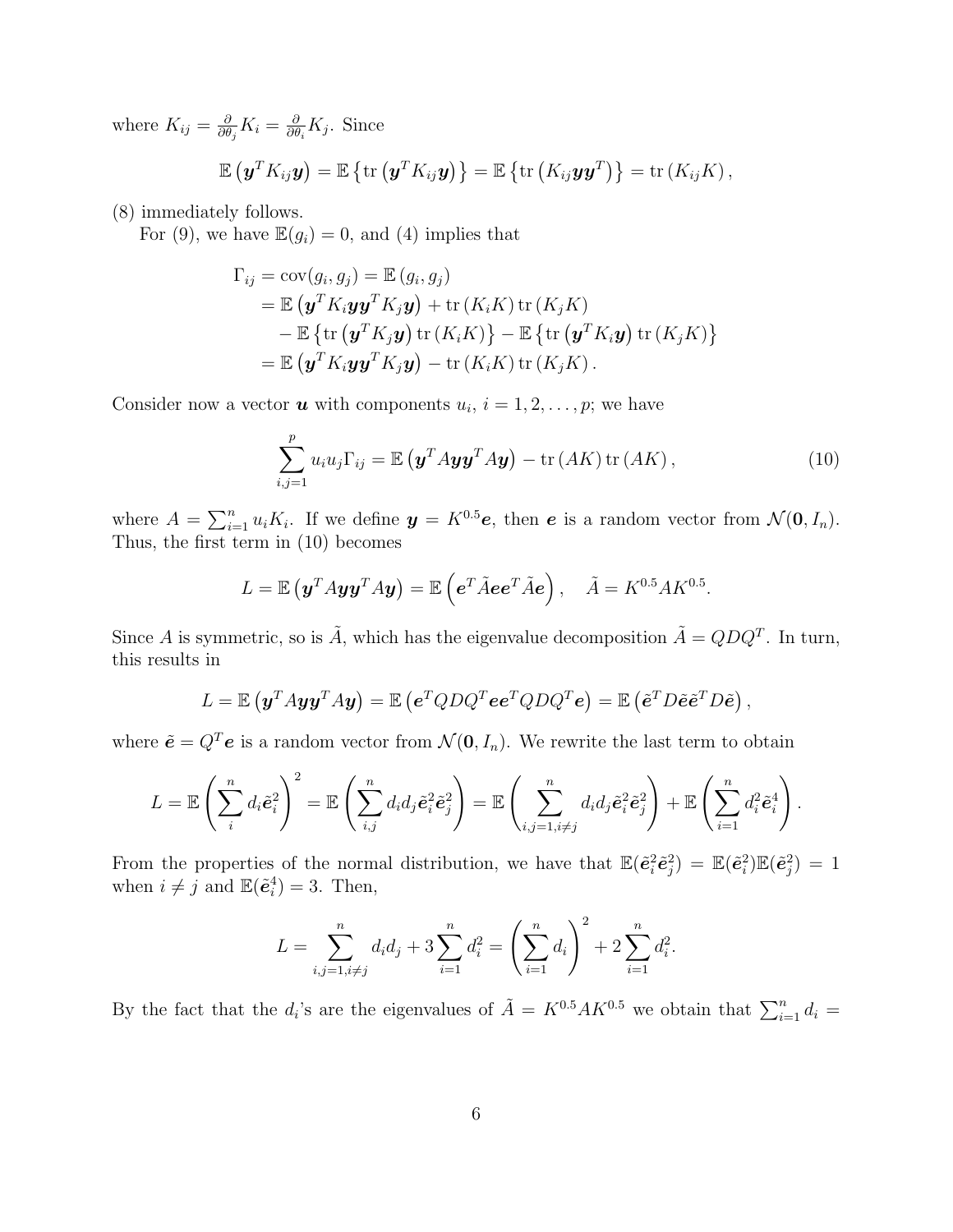where $K_{ij} = \frac{\partial}{\partial \theta_j} K_i = \frac{\partial}{\partial \theta_i} K_j$. Since

$$\mathbb{E}\left(\boldsymbol{y}^T K_{ij} \boldsymbol{y}\right) = \mathbb{E}\left\{\operatorname{tr}\left(\boldsymbol{y}^T K_{ij} \boldsymbol{y}\right)\right\} = \mathbb{E}\left\{\operatorname{tr}\left(K_{ij} \boldsymbol{y} \boldsymbol{y}^T\right)\right\} = \operatorname{tr}\left(K_{ij} K\right),$$

(8) immediately follows.

For (9), we have $\mathbb{E}(g_i) = 0$, and (4) implies that

$$\begin{aligned}
\Gamma_{ij} &= \operatorname{cov}(g_i, g_j) = \mathbb{E}\left(g_i, g_j\right) \\
&= \mathbb{E}\left(\boldsymbol{y}^T K_i \boldsymbol{y} \boldsymbol{y}^T K_j \boldsymbol{y}\right) + \operatorname{tr}\left(K_i K\right) \operatorname{tr}\left(K_j K\right) \\
&\quad - \mathbb{E}\left\{\operatorname{tr}\left(\boldsymbol{y}^T K_j \boldsymbol{y}\right) \operatorname{tr}\left(K_i K\right)\right\} - \mathbb{E}\left\{\operatorname{tr}\left(\boldsymbol{y}^T K_i \boldsymbol{y}\right) \operatorname{tr}\left(K_j K\right)\right\} \\
&= \mathbb{E}\left(\boldsymbol{y}^T K_i \boldsymbol{y} \boldsymbol{y}^T K_j \boldsymbol{y}\right) - \operatorname{tr}\left(K_i K\right) \operatorname{tr}\left(K_j K\right).
\end{aligned}$$

Consider now a vector $\boldsymbol{u}$ with components $u_i$, $i = 1, 2, \ldots, p$; we have

$$\sum_{i,j=1}^{p} u_i u_j \Gamma_{ij} = \mathbb{E}\left(\boldsymbol{y}^T A \boldsymbol{y} \boldsymbol{y}^T A \boldsymbol{y}\right) - \operatorname{tr}\left(AK\right) \operatorname{tr}\left(AK\right), \tag{10}$$

where $A = \sum_{i=1}^{n} u_i K_i$. If we define $\boldsymbol{y} = K^{0.5} \boldsymbol{e}$, then $\boldsymbol{e}$ is a random vector from $\mathcal{N}(\boldsymbol{0}, I_n)$. Thus, the first term in (10) becomes

$$L = \mathbb{E}\left(\boldsymbol{y}^T A \boldsymbol{y} \boldsymbol{y}^T A \boldsymbol{y}\right) = \mathbb{E}\left(\boldsymbol{e}^T \tilde{A} \boldsymbol{e} \boldsymbol{e}^T \tilde{A} \boldsymbol{e}\right), \quad \tilde{A} = K^{0.5} A K^{0.5}.$$

Since $A$ is symmetric, so is $\tilde{A}$, which has the eigenvalue decomposition $\tilde{A} = Q D Q^T$. In turn, this results in

$$L = \mathbb{E}\left(\boldsymbol{y}^T A \boldsymbol{y} \boldsymbol{y}^T A \boldsymbol{y}\right) = \mathbb{E}\left(\boldsymbol{e}^T Q D Q^T \boldsymbol{e} \boldsymbol{e}^T Q D Q^T \boldsymbol{e}\right) = \mathbb{E}\left(\tilde{\boldsymbol{e}}^T D \tilde{\boldsymbol{e}} \tilde{\boldsymbol{e}}^T D \tilde{\boldsymbol{e}}\right),$$

where $\tilde{\boldsymbol{e}} = Q^T \boldsymbol{e}$ is a random vector from $\mathcal{N}(\boldsymbol{0}, I_n)$. We rewrite the last term to obtain

$$L = \mathbb{E}\left(\sum_{i}^{n} d_i \tilde{\boldsymbol{e}}_i^2\right)^2 = \mathbb{E}\left(\sum_{i,j}^{n} d_i d_j \tilde{\boldsymbol{e}}_i^2 \tilde{\boldsymbol{e}}_j^2\right) = \mathbb{E}\left(\sum_{i,j=1, i \neq j}^{n} d_i d_j \tilde{\boldsymbol{e}}_i^2 \tilde{\boldsymbol{e}}_j^2\right) + \mathbb{E}\left(\sum_{i=1}^{n} d_i^2 \tilde{\boldsymbol{e}}_i^4\right).$$

From the properties of the normal distribution, we have that $\mathbb{E}(\tilde{\boldsymbol{e}}_i^2 \tilde{\boldsymbol{e}}_j^2) = \mathbb{E}(\tilde{\boldsymbol{e}}_i^2) \mathbb{E}(\tilde{\boldsymbol{e}}_j^2) = 1$ when $i \neq j$ and $\mathbb{E}(\tilde{\boldsymbol{e}}_i^4) = 3$. Then,

$$L = \sum_{i,j=1, i \neq j}^{n} d_i d_j + 3 \sum_{i=1}^{n} d_i^2 = \left(\sum_{i=1}^{n} d_i\right)^2 + 2 \sum_{i=1}^{n} d_i^2.$$

By the fact that the $d_i$'s are the eigenvalues of $\tilde{A} = K^{0.5} A K^{0.5}$ we obtain that $\sum_{i=1}^{n} d_i =$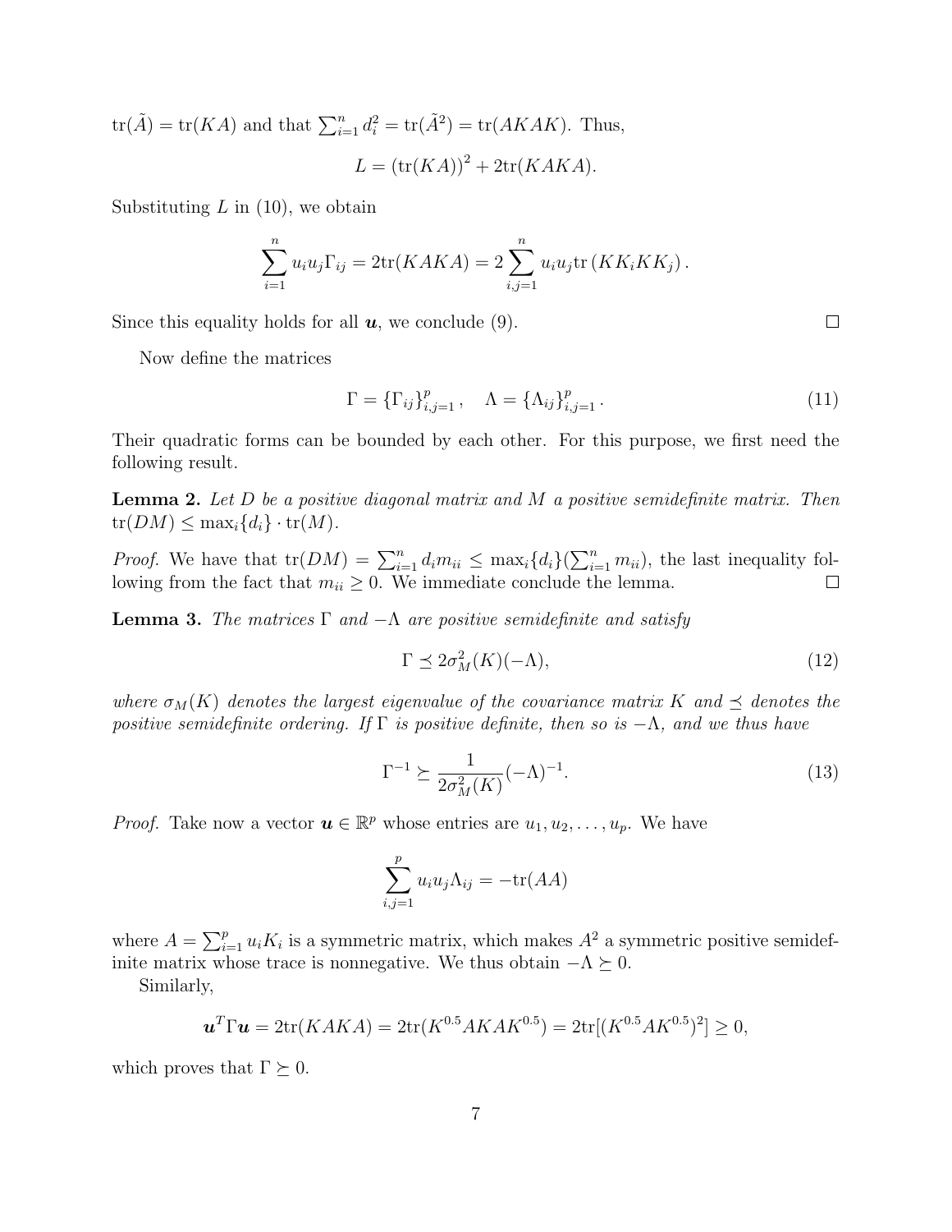$\mathrm{tr}(\tilde{A}) = \mathrm{tr}(KA)$ and that $\sum_{i=1}^n d_i^2 = \mathrm{tr}(\tilde{A}^2) = \mathrm{tr}(AKAK)$. Thus,

$$L = (\mathrm{tr}(KA))^2 + 2\mathrm{tr}(KAKA).$$

Substituting $L$ in (10), we obtain

$$\sum_{i=1}^n u_i u_j \Gamma_{ij} = 2\mathrm{tr}(KAKA) = 2\sum_{i,j=1}^n u_i u_j \mathrm{tr}\left(KK_iKK_j\right).$$

Since this equality holds for all $\boldsymbol{u}$, we conclude (9). $\square$

Now define the matrices

$$\Gamma = \{\Gamma_{ij}\}_{i,j=1}^p, \quad \Lambda = \{\Lambda_{ij}\}_{i,j=1}^p. \tag{11}$$

Their quadratic forms can be bounded by each other. For this purpose, we first need the following result.

**Lemma 2.** *Let $D$ be a positive diagonal matrix and $M$ a positive semidefinite matrix. Then $\mathrm{tr}(DM) \leq \max_i\{d_i\} \cdot \mathrm{tr}(M)$.*

*Proof.* We have that $\mathrm{tr}(DM) = \sum_{i=1}^n d_i m_{ii} \leq \max_i\{d_i\}(\sum_{i=1}^n m_{ii})$, the last inequality following from the fact that $m_{ii} \geq 0$. We immediate conclude the lemma. $\square$

**Lemma 3.** *The matrices $\Gamma$ and $-\Lambda$ are positive semidefinite and satisfy*

$$\Gamma \preceq 2\sigma_M^2(K)(-\Lambda), \tag{12}$$

*where $\sigma_M(K)$ denotes the largest eigenvalue of the covariance matrix $K$ and $\preceq$ denotes the positive semidefinite ordering. If $\Gamma$ is positive definite, then so is $-\Lambda$, and we thus have*

$$\Gamma^{-1} \succeq \frac{1}{2\sigma_M^2(K)}(-\Lambda)^{-1}. \tag{13}$$

*Proof.* Take now a vector $\boldsymbol{u} \in \mathbb{R}^p$ whose entries are $u_1, u_2, \ldots, u_p$. We have

$$\sum_{i,j=1}^p u_i u_j \Lambda_{ij} = -\mathrm{tr}(AA)$$

where $A = \sum_{i=1}^p u_i K_i$ is a symmetric matrix, which makes $A^2$ a symmetric positive semidefinite matrix whose trace is nonnegative. We thus obtain $-\Lambda \succeq 0$.

Similarly,

$$\boldsymbol{u}^T \Gamma \boldsymbol{u} = 2\mathrm{tr}(KAKA) = 2\mathrm{tr}(K^{0.5}AKAK^{0.5}) = 2\mathrm{tr}[(K^{0.5}AK^{0.5})^2] \geq 0,$$

which proves that $\Gamma \succeq 0$.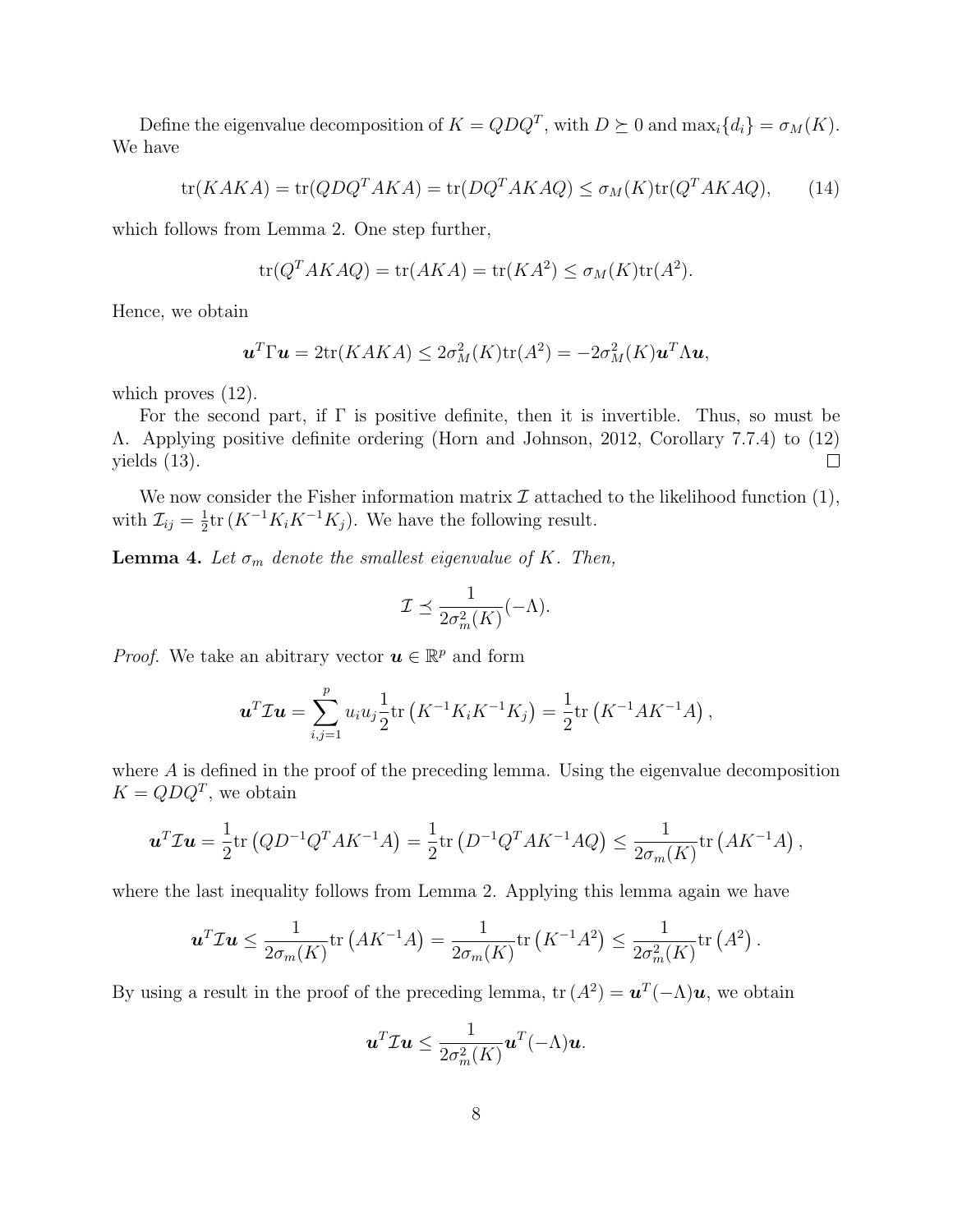Define the eigenvalue decomposition of $K = QDQ^T$, with $D \succeq 0$ and $\max_i\{d_i\} = \sigma_M(K)$. We have

$$\mathrm{tr}(KAKA) = \mathrm{tr}(QDQ^TAKA) = \mathrm{tr}(DQ^TAKAQ) \leq \sigma_M(K)\mathrm{tr}(Q^TAKAQ), \tag{14}$$

which follows from Lemma 2. One step further,

$$\mathrm{tr}(Q^TAKAQ) = \mathrm{tr}(AKA) = \mathrm{tr}(KA^2) \leq \sigma_M(K)\mathrm{tr}(A^2).$$

Hence, we obtain

$$\boldsymbol{u}^T\Gamma\boldsymbol{u} = 2\mathrm{tr}(KAKA) \leq 2\sigma_M^2(K)\mathrm{tr}(A^2) = -2\sigma_M^2(K)\boldsymbol{u}^T\Lambda\boldsymbol{u},$$

which proves (12).

For the second part, if $\Gamma$ is positive definite, then it is invertible. Thus, so must be $\Lambda$. Applying positive definite ordering (Horn and Johnson, 2012, Corollary 7.7.4) to (12) yields (13). $\square$

We now consider the Fisher information matrix $\mathcal{I}$ attached to the likelihood function (1), with $\mathcal{I}_{ij} = \frac{1}{2}\mathrm{tr}\left(K^{-1}K_iK^{-1}K_j\right)$. We have the following result.

**Lemma 4.** *Let $\sigma_m$ denote the smallest eigenvalue of $K$. Then,*

$$\mathcal{I} \preceq \frac{1}{2\sigma_m^2(K)}(-\Lambda).$$

*Proof.* We take an abitrary vector $\boldsymbol{u} \in \mathbb{R}^p$ and form

$$\boldsymbol{u}^T\mathcal{I}\boldsymbol{u} = \sum_{i,j=1}^{p} u_iu_j\frac{1}{2}\mathrm{tr}\left(K^{-1}K_iK^{-1}K_j\right) = \frac{1}{2}\mathrm{tr}\left(K^{-1}AK^{-1}A\right),$$

where $A$ is defined in the proof of the preceding lemma. Using the eigenvalue decomposition $K = QDQ^T$, we obtain

$$\boldsymbol{u}^T\mathcal{I}\boldsymbol{u} = \frac{1}{2}\mathrm{tr}\left(QD^{-1}Q^TAK^{-1}A\right) = \frac{1}{2}\mathrm{tr}\left(D^{-1}Q^TAK^{-1}AQ\right) \leq \frac{1}{2\sigma_m(K)}\mathrm{tr}\left(AK^{-1}A\right),$$

where the last inequality follows from Lemma 2. Applying this lemma again we have

$$\boldsymbol{u}^T\mathcal{I}\boldsymbol{u} \leq \frac{1}{2\sigma_m(K)}\mathrm{tr}\left(AK^{-1}A\right) = \frac{1}{2\sigma_m(K)}\mathrm{tr}\left(K^{-1}A^2\right) \leq \frac{1}{2\sigma_m^2(K)}\mathrm{tr}\left(A^2\right).$$

By using a result in the proof of the preceding lemma, $\mathrm{tr}\left(A^2\right) = \boldsymbol{u}^T(-\Lambda)\boldsymbol{u}$, we obtain

$$\boldsymbol{u}^T\mathcal{I}\boldsymbol{u} \leq \frac{1}{2\sigma_m^2(K)}\boldsymbol{u}^T(-\Lambda)\boldsymbol{u}.$$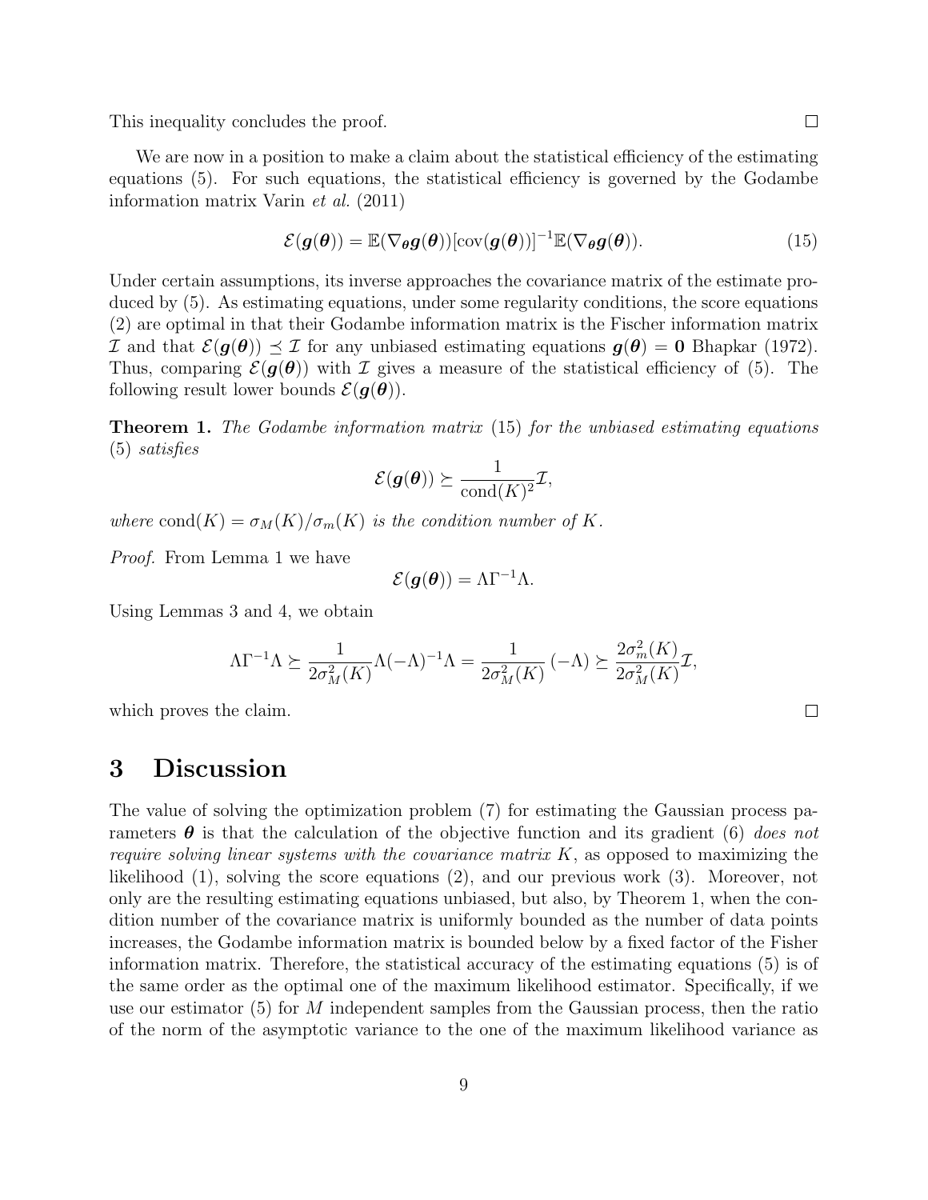This inequality concludes the proof. ∎

We are now in a position to make a claim about the statistical efficiency of the estimating equations (5). For such equations, the statistical efficiency is governed by the Godambe information matrix Varin *et al.* (2011)

$$\mathcal{E}(\boldsymbol{g}(\boldsymbol{\theta})) = \mathbb{E}(\nabla_{\boldsymbol{\theta}} \boldsymbol{g}(\boldsymbol{\theta}))[\mathrm{cov}(\boldsymbol{g}(\boldsymbol{\theta}))]^{-1} \mathbb{E}(\nabla_{\boldsymbol{\theta}} \boldsymbol{g}(\boldsymbol{\theta})). \tag{15}$$

Under certain assumptions, its inverse approaches the covariance matrix of the estimate produced by (5). As estimating equations, under some regularity conditions, the score equations (2) are optimal in that their Godambe information matrix is the Fischer information matrix $\mathcal{I}$ and that $\mathcal{E}(\boldsymbol{g}(\boldsymbol{\theta})) \preceq \mathcal{I}$ for any unbiased estimating equations $\boldsymbol{g}(\boldsymbol{\theta}) = \mathbf{0}$ Bhapkar (1972). Thus, comparing $\mathcal{E}(\boldsymbol{g}(\boldsymbol{\theta}))$ with $\mathcal{I}$ gives a measure of the statistical efficiency of (5). The following result lower bounds $\mathcal{E}(\boldsymbol{g}(\boldsymbol{\theta}))$.

**Theorem 1.** *The Godambe information matrix* (15) *for the unbiased estimating equations* (5) *satisfies*

$$\mathcal{E}(\boldsymbol{g}(\boldsymbol{\theta})) \succeq \frac{1}{\mathrm{cond}(K)^2} \mathcal{I},$$

*where* $\mathrm{cond}(K) = \sigma_M(K)/\sigma_m(K)$ *is the condition number of* $K$.

*Proof.* From Lemma 1 we have

$$\mathcal{E}(\boldsymbol{g}(\boldsymbol{\theta})) = \Lambda \Gamma^{-1} \Lambda.$$

Using Lemmas 3 and 4, we obtain

$$\Lambda \Gamma^{-1} \Lambda \succeq \frac{1}{2\sigma_M^2(K)} \Lambda (-\Lambda)^{-1} \Lambda = \frac{1}{2\sigma_M^2(K)} (-\Lambda) \succeq \frac{2\sigma_m^2(K)}{2\sigma_M^2(K)} \mathcal{I},$$

which proves the claim. ∎

# 3 Discussion

The value of solving the optimization problem (7) for estimating the Gaussian process parameters $\boldsymbol{\theta}$ is that the calculation of the objective function and its gradient (6) *does not require solving linear systems with the covariance matrix* $K$, as opposed to maximizing the likelihood (1), solving the score equations (2), and our previous work (3). Moreover, not only are the resulting estimating equations unbiased, but also, by Theorem 1, when the condition number of the covariance matrix is uniformly bounded as the number of data points increases, the Godambe information matrix is bounded below by a fixed factor of the Fisher information matrix. Therefore, the statistical accuracy of the estimating equations (5) is of the same order as the optimal one of the maximum likelihood estimator. Specifically, if we use our estimator (5) for $M$ independent samples from the Gaussian process, then the ratio of the norm of the asymptotic variance to the one of the maximum likelihood variance as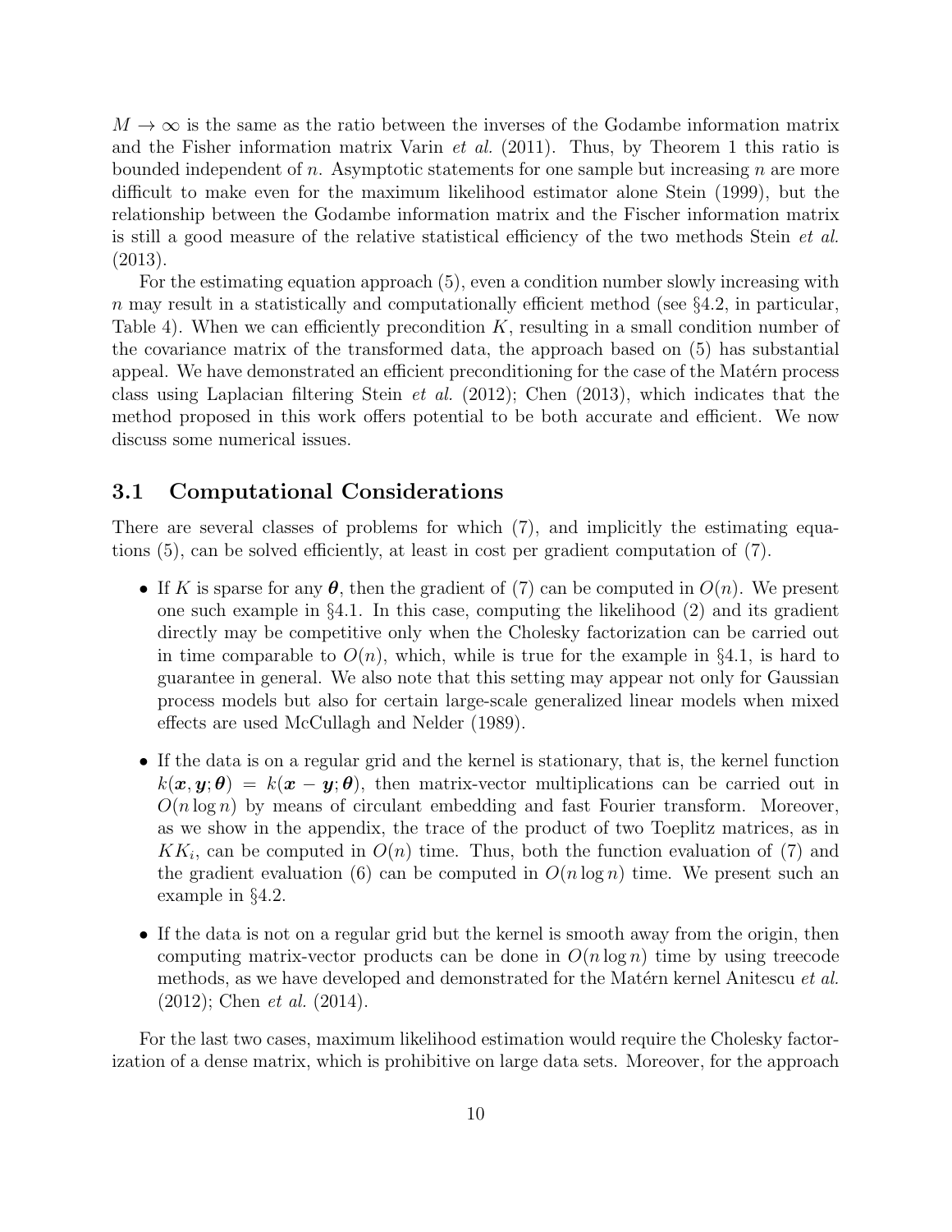$M \to \infty$ is the same as the ratio between the inverses of the Godambe information matrix and the Fisher information matrix Varin *et al.* (2011). Thus, by Theorem 1 this ratio is bounded independent of $n$. Asymptotic statements for one sample but increasing $n$ are more difficult to make even for the maximum likelihood estimator alone Stein (1999), but the relationship between the Godambe information matrix and the Fischer information matrix is still a good measure of the relative statistical efficiency of the two methods Stein *et al.* (2013).

For the estimating equation approach (5), even a condition number slowly increasing with $n$ may result in a statistically and computationally efficient method (see §4.2, in particular, Table 4). When we can efficiently precondition $K$, resulting in a small condition number of the covariance matrix of the transformed data, the approach based on (5) has substantial appeal. We have demonstrated an efficient preconditioning for the case of the Matérn process class using Laplacian filtering Stein *et al.* (2012); Chen (2013), which indicates that the method proposed in this work offers potential to be both accurate and efficient. We now discuss some numerical issues.

## 3.1 Computational Considerations

There are several classes of problems for which (7), and implicitly the estimating equations (5), can be solved efficiently, at least in cost per gradient computation of (7).

- If $K$ is sparse for any $\boldsymbol{\theta}$, then the gradient of (7) can be computed in $O(n)$. We present one such example in §4.1. In this case, computing the likelihood (2) and its gradient directly may be competitive only when the Cholesky factorization can be carried out in time comparable to $O(n)$, which, while is true for the example in §4.1, is hard to guarantee in general. We also note that this setting may appear not only for Gaussian process models but also for certain large-scale generalized linear models when mixed effects are used McCullagh and Nelder (1989).
- If the data is on a regular grid and the kernel is stationary, that is, the kernel function $k(\boldsymbol{x}, \boldsymbol{y}; \boldsymbol{\theta}) = k(\boldsymbol{x} - \boldsymbol{y}; \boldsymbol{\theta})$, then matrix-vector multiplications can be carried out in $O(n \log n)$ by means of circulant embedding and fast Fourier transform. Moreover, as we show in the appendix, the trace of the product of two Toeplitz matrices, as in $KK_i$, can be computed in $O(n)$ time. Thus, both the function evaluation of (7) and the gradient evaluation (6) can be computed in $O(n \log n)$ time. We present such an example in §4.2.
- If the data is not on a regular grid but the kernel is smooth away from the origin, then computing matrix-vector products can be done in $O(n \log n)$ time by using treecode methods, as we have developed and demonstrated for the Matérn kernel Anitescu *et al.* (2012); Chen *et al.* (2014).

For the last two cases, maximum likelihood estimation would require the Cholesky factorization of a dense matrix, which is prohibitive on large data sets. Moreover, for the approach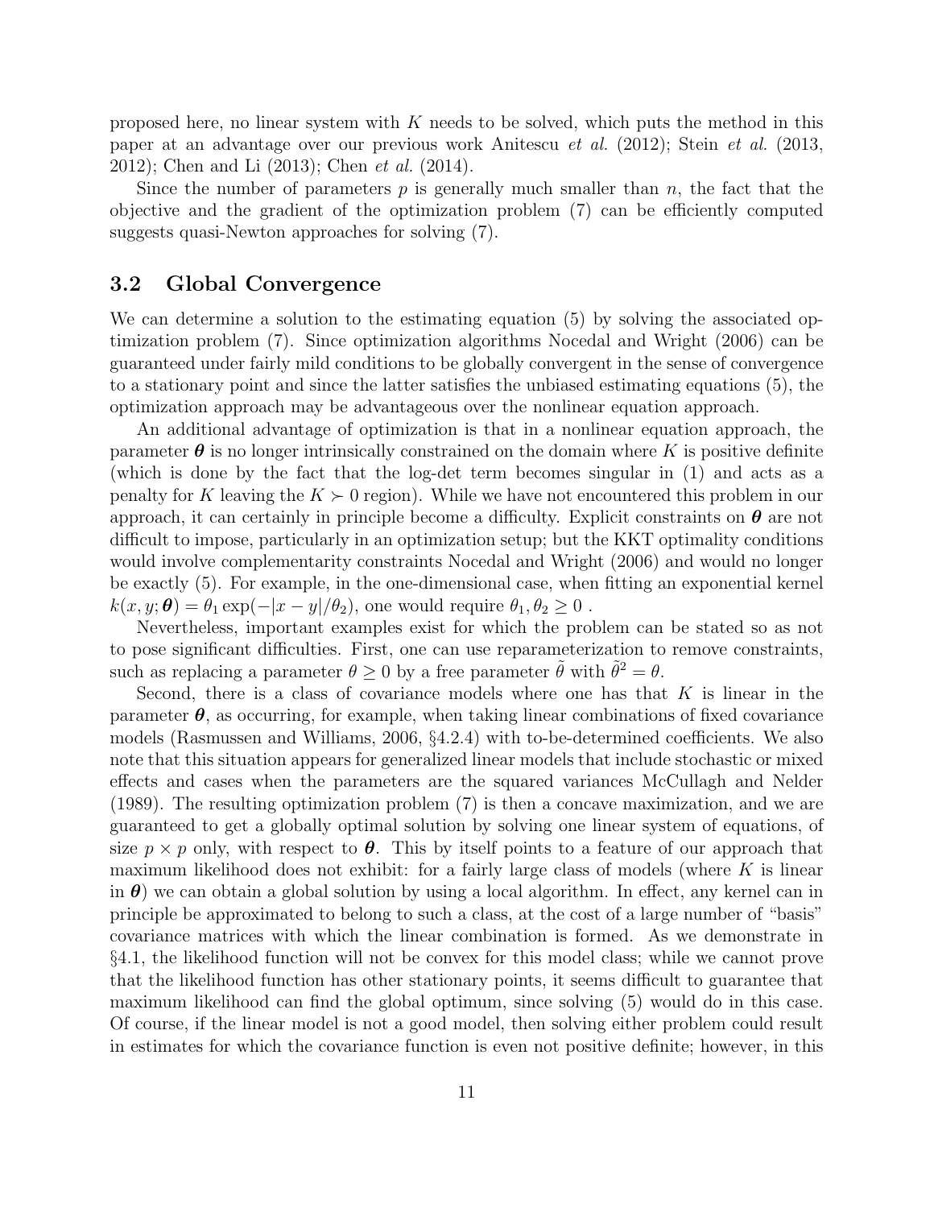proposed here, no linear system with $K$ needs to be solved, which puts the method in this paper at an advantage over our previous work Anitescu *et al.* (2012); Stein *et al.* (2013, 2012); Chen and Li (2013); Chen *et al.* (2014).

Since the number of parameters $p$ is generally much smaller than $n$, the fact that the objective and the gradient of the optimization problem (7) can be efficiently computed suggests quasi-Newton approaches for solving (7).

## 3.2 Global Convergence

We can determine a solution to the estimating equation (5) by solving the associated optimization problem (7). Since optimization algorithms Nocedal and Wright (2006) can be guaranteed under fairly mild conditions to be globally convergent in the sense of convergence to a stationary point and since the latter satisfies the unbiased estimating equations (5), the optimization approach may be advantageous over the nonlinear equation approach.

An additional advantage of optimization is that in a nonlinear equation approach, the parameter $\boldsymbol{\theta}$ is no longer intrinsically constrained on the domain where $K$ is positive definite (which is done by the fact that the log-det term becomes singular in (1) and acts as a penalty for $K$ leaving the $K \succ 0$ region). While we have not encountered this problem in our approach, it can certainly in principle become a difficulty. Explicit constraints on $\boldsymbol{\theta}$ are not difficult to impose, particularly in an optimization setup; but the KKT optimality conditions would involve complementarity constraints Nocedal and Wright (2006) and would no longer be exactly (5). For example, in the one-dimensional case, when fitting an exponential kernel $k(x, y; \boldsymbol{\theta}) = \theta_1 \exp(-|x - y|/\theta_2)$, one would require $\theta_1, \theta_2 \geq 0$ .

Nevertheless, important examples exist for which the problem can be stated so as not to pose significant difficulties. First, one can use reparameterization to remove constraints, such as replacing a parameter $\theta \geq 0$ by a free parameter $\tilde{\theta}$ with $\tilde{\theta}^2 = \theta$.

Second, there is a class of covariance models where one has that $K$ is linear in the parameter $\boldsymbol{\theta}$, as occurring, for example, when taking linear combinations of fixed covariance models (Rasmussen and Williams, 2006, §4.2.4) with to-be-determined coefficients. We also note that this situation appears for generalized linear models that include stochastic or mixed effects and cases when the parameters are the squared variances McCullagh and Nelder (1989). The resulting optimization problem (7) is then a concave maximization, and we are guaranteed to get a globally optimal solution by solving one linear system of equations, of size $p \times p$ only, with respect to $\boldsymbol{\theta}$. This by itself points to a feature of our approach that maximum likelihood does not exhibit: for a fairly large class of models (where $K$ is linear in $\boldsymbol{\theta}$) we can obtain a global solution by using a local algorithm. In effect, any kernel can in principle be approximated to belong to such a class, at the cost of a large number of "basis" covariance matrices with which the linear combination is formed. As we demonstrate in §4.1, the likelihood function will not be convex for this model class; while we cannot prove that the likelihood function has other stationary points, it seems difficult to guarantee that maximum likelihood can find the global optimum, since solving (5) would do in this case. Of course, if the linear model is not a good model, then solving either problem could result in estimates for which the covariance function is even not positive definite; however, in this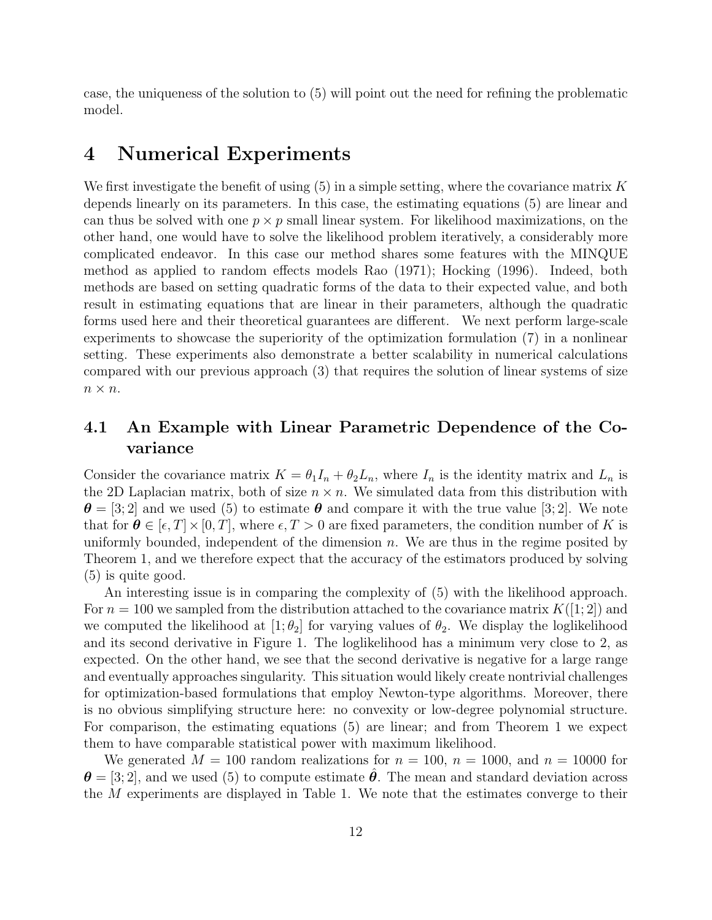case, the uniqueness of the solution to (5) will point out the need for refining the problematic model.

# 4 Numerical Experiments

We first investigate the benefit of using (5) in a simple setting, where the covariance matrix $K$ depends linearly on its parameters. In this case, the estimating equations (5) are linear and can thus be solved with one $p \times p$ small linear system. For likelihood maximizations, on the other hand, one would have to solve the likelihood problem iteratively, a considerably more complicated endeavor. In this case our method shares some features with the MINQUE method as applied to random effects models Rao (1971); Hocking (1996). Indeed, both methods are based on setting quadratic forms of the data to their expected value, and both result in estimating equations that are linear in their parameters, although the quadratic forms used here and their theoretical guarantees are different. We next perform large-scale experiments to showcase the superiority of the optimization formulation (7) in a nonlinear setting. These experiments also demonstrate a better scalability in numerical calculations compared with our previous approach (3) that requires the solution of linear systems of size $n \times n$.

## 4.1 An Example with Linear Parametric Dependence of the Covariance

Consider the covariance matrix $K = \theta_1 I_n + \theta_2 L_n$, where $I_n$ is the identity matrix and $L_n$ is the 2D Laplacian matrix, both of size $n \times n$. We simulated data from this distribution with $\boldsymbol{\theta} = [3; 2]$ and we used (5) to estimate $\boldsymbol{\theta}$ and compare it with the true value $[3; 2]$. We note that for $\boldsymbol{\theta} \in [\epsilon, T] \times [0, T]$, where $\epsilon, T > 0$ are fixed parameters, the condition number of $K$ is uniformly bounded, independent of the dimension $n$. We are thus in the regime posited by Theorem 1, and we therefore expect that the accuracy of the estimators produced by solving (5) is quite good.

An interesting issue is in comparing the complexity of (5) with the likelihood approach. For $n = 100$ we sampled from the distribution attached to the covariance matrix $K([1; 2])$ and we computed the likelihood at $[1; \theta_2]$ for varying values of $\theta_2$. We display the loglikelihood and its second derivative in Figure 1. The loglikelihood has a minimum very close to 2, as expected. On the other hand, we see that the second derivative is negative for a large range and eventually approaches singularity. This situation would likely create nontrivial challenges for optimization-based formulations that employ Newton-type algorithms. Moreover, there is no obvious simplifying structure here: no convexity or low-degree polynomial structure. For comparison, the estimating equations (5) are linear; and from Theorem 1 we expect them to have comparable statistical power with maximum likelihood.

We generated $M = 100$ random realizations for $n = 100$, $n = 1000$, and $n = 10000$ for $\boldsymbol{\theta} = [3; 2]$, and we used (5) to compute estimate $\hat{\boldsymbol{\theta}}$. The mean and standard deviation across the $M$ experiments are displayed in Table 1. We note that the estimates converge to their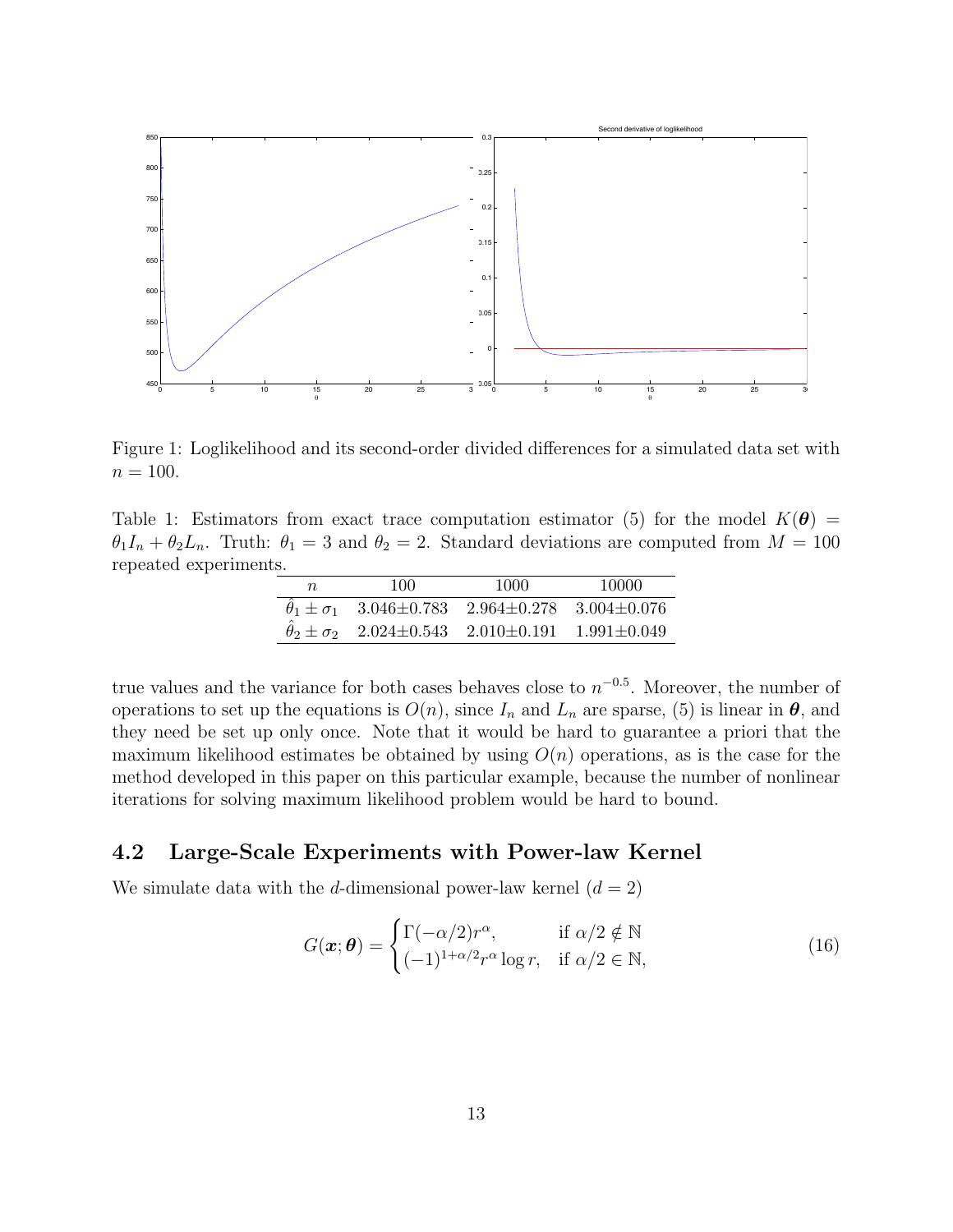Figure 1: Loglikelihood and its second-order divided differences for a simulated data set with $n = 100$.

Table 1: Estimators from exact trace computation estimator (5) for the model $K(\boldsymbol{\theta}) = \theta_1 I_n + \theta_2 L_n$. Truth: $\theta_1 = 3$ and $\theta_2 = 2$. Standard deviations are computed from $M = 100$ repeated experiments.

| $n$ | 100 | 1000 | 10000 |
|---|---|---|---|
| $\hat{\theta}_1 \pm \sigma_1$ | 3.046±0.783 | 2.964±0.278 | 3.004±0.076 |
| $\hat{\theta}_2 \pm \sigma_2$ | 2.024±0.543 | 2.010±0.191 | 1.991±0.049 |

true values and the variance for both cases behaves close to $n^{-0.5}$. Moreover, the number of operations to set up the equations is $O(n)$, since $I_n$ and $L_n$ are sparse, (5) is linear in $\boldsymbol{\theta}$, and they need be set up only once. Note that it would be hard to guarantee a priori that the maximum likelihood estimates be obtained by using $O(n)$ operations, as is the case for the method developed in this paper on this particular example, because the number of nonlinear iterations for solving maximum likelihood problem would be hard to bound.

## 4.2 Large-Scale Experiments with Power-law Kernel

We simulate data with the $d$-dimensional power-law kernel ($d = 2$)

$$G(\boldsymbol{x}; \boldsymbol{\theta}) = \begin{cases} \Gamma(-\alpha/2) r^{\alpha}, & \text{if } \alpha/2 \notin \mathbb{N} \\ (-1)^{1+\alpha/2} r^{\alpha} \log r, & \text{if } \alpha/2 \in \mathbb{N}, \end{cases} \tag{16}$$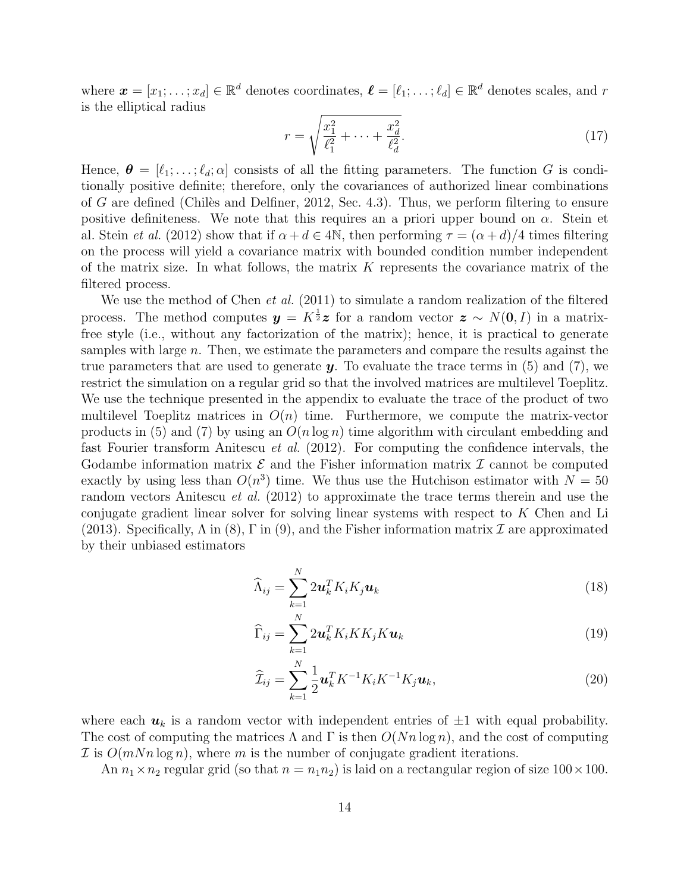where $\boldsymbol{x} = [x_1; \dots; x_d] \in \mathbb{R}^d$ denotes coordinates, $\boldsymbol{\ell} = [\ell_1; \dots; \ell_d] \in \mathbb{R}^d$ denotes scales, and $r$ is the elliptical radius

$$r = \sqrt{\frac{x_1^2}{\ell_1^2} + \cdots + \frac{x_d^2}{\ell_d^2}}. \tag{17}$$

Hence, $\boldsymbol{\theta} = [\ell_1; \dots; \ell_d; \alpha]$ consists of all the fitting parameters. The function $G$ is conditionally positive definite; therefore, only the covariances of authorized linear combinations of $G$ are defined (Chilès and Delfiner, 2012, Sec. 4.3). Thus, we perform filtering to ensure positive definiteness. We note that this requires an a priori upper bound on $\alpha$. Stein et al. Stein *et al.* (2012) show that if $\alpha + d \in 4\mathbb{N}$, then performing $\tau = (\alpha + d)/4$ times filtering on the process will yield a covariance matrix with bounded condition number independent of the matrix size. In what follows, the matrix $K$ represents the covariance matrix of the filtered process.

We use the method of Chen *et al.* (2011) to simulate a random realization of the filtered process. The method computes $\boldsymbol{y} = K^{\frac{1}{2}} \boldsymbol{z}$ for a random vector $\boldsymbol{z} \sim N(\boldsymbol{0}, I)$ in a matrix-free style (i.e., without any factorization of the matrix); hence, it is practical to generate samples with large $n$. Then, we estimate the parameters and compare the results against the true parameters that are used to generate $\boldsymbol{y}$. To evaluate the trace terms in (5) and (7), we restrict the simulation on a regular grid so that the involved matrices are multilevel Toeplitz. We use the technique presented in the appendix to evaluate the trace of the product of two multilevel Toeplitz matrices in $O(n)$ time. Furthermore, we compute the matrix-vector products in (5) and (7) by using an $O(n \log n)$ time algorithm with circulant embedding and fast Fourier transform Anitescu *et al.* (2012). For computing the confidence intervals, the Godambe information matrix $\mathcal{E}$ and the Fisher information matrix $\mathcal{I}$ cannot be computed exactly by using less than $O(n^3)$ time. We thus use the Hutchison estimator with $N = 50$ random vectors Anitescu *et al.* (2012) to approximate the trace terms therein and use the conjugate gradient linear solver for solving linear systems with respect to $K$ Chen and Li (2013). Specifically, $\Lambda$ in (8), $\Gamma$ in (9), and the Fisher information matrix $\mathcal{I}$ are approximated by their unbiased estimators

$$\widehat{\Lambda}_{ij} = \sum_{k=1}^{N} 2\boldsymbol{u}_k^T K_i K_j \boldsymbol{u}_k \tag{18}$$

$$\widehat{\Gamma}_{ij} = \sum_{k=1}^{N} 2\boldsymbol{u}_k^T K_i K K_j K \boldsymbol{u}_k \tag{19}$$

$$\widehat{\mathcal{I}}_{ij} = \sum_{k=1}^{N} \frac{1}{2} \boldsymbol{u}_k^T K^{-1} K_i K^{-1} K_j \boldsymbol{u}_k, \tag{20}$$

where each $\boldsymbol{u}_k$ is a random vector with independent entries of $\pm 1$ with equal probability. The cost of computing the matrices $\Lambda$ and $\Gamma$ is then $O(Nn \log n)$, and the cost of computing $\mathcal{I}$ is $O(mNn \log n)$, where $m$ is the number of conjugate gradient iterations.

An $n_1 \times n_2$ regular grid (so that $n = n_1 n_2$) is laid on a rectangular region of size $100 \times 100$.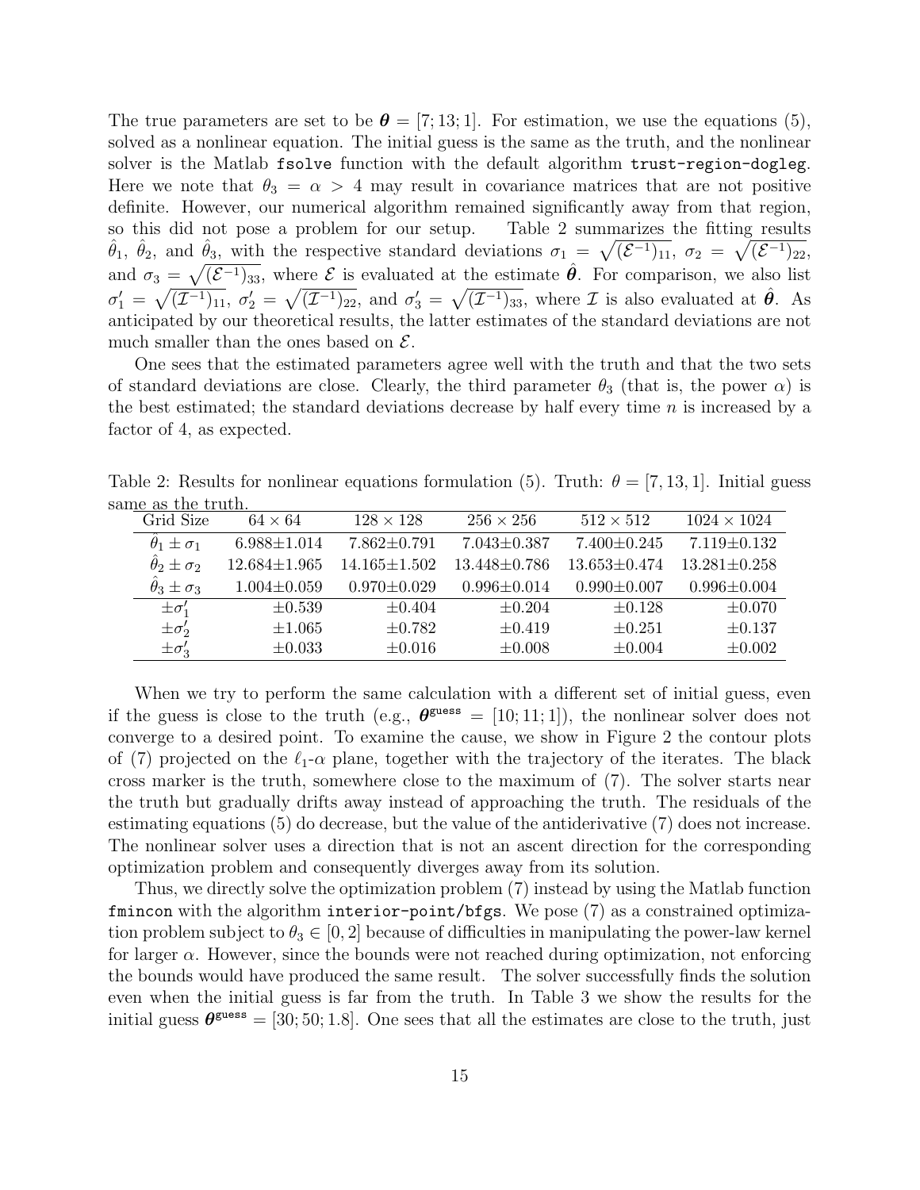The true parameters are set to be $\boldsymbol{\theta} = [7; 13; 1]$. For estimation, we use the equations (5), solved as a nonlinear equation. The initial guess is the same as the truth, and the nonlinear solver is the Matlab `fsolve` function with the default algorithm `trust-region-dogleg`. Here we note that $\theta_3 = \alpha > 4$ may result in covariance matrices that are not positive definite. However, our numerical algorithm remained significantly away from that region, so this did not pose a problem for our setup. Table 2 summarizes the fitting results $\hat{\theta}_1$, $\hat{\theta}_2$, and $\hat{\theta}_3$, with the respective standard deviations $\sigma_1 = \sqrt{(\mathcal{E}^{-1})_{11}}$, $\sigma_2 = \sqrt{(\mathcal{E}^{-1})_{22}}$, and $\sigma_3 = \sqrt{(\mathcal{E}^{-1})_{33}}$, where $\mathcal{E}$ is evaluated at the estimate $\hat{\boldsymbol{\theta}}$. For comparison, we also list $\sigma'_1 = \sqrt{(\mathcal{I}^{-1})_{11}}$, $\sigma'_2 = \sqrt{(\mathcal{I}^{-1})_{22}}$, and $\sigma'_3 = \sqrt{(\mathcal{I}^{-1})_{33}}$, where $\mathcal{I}$ is also evaluated at $\hat{\boldsymbol{\theta}}$. As anticipated by our theoretical results, the latter estimates of the standard deviations are not much smaller than the ones based on $\mathcal{E}$.

One sees that the estimated parameters agree well with the truth and that the two sets of standard deviations are close. Clearly, the third parameter $\theta_3$ (that is, the power $\alpha$) is the best estimated; the standard deviations decrease by half every time $n$ is increased by a factor of 4, as expected.

Table 2: Results for nonlinear equations formulation (5). Truth: $\theta = [7, 13, 1]$. Initial guess same as the truth.

| Grid Size | $64 \times 64$ | $128 \times 128$ | $256 \times 256$ | $512 \times 512$ | $1024 \times 1024$ |
|---|---|---|---|---|---|
| $\hat{\theta}_1 \pm \sigma_1$ | 6.988±1.014 | 7.862±0.791 | 7.043±0.387 | 7.400±0.245 | 7.119±0.132 |
| $\hat{\theta}_2 \pm \sigma_2$ | 12.684±1.965 | 14.165±1.502 | 13.448±0.786 | 13.653±0.474 | 13.281±0.258 |
| $\hat{\theta}_3 \pm \sigma_3$ | 1.004±0.059 | 0.970±0.029 | 0.996±0.014 | 0.990±0.007 | 0.996±0.004 |
| $\pm\sigma'_1$ | ±0.539 | ±0.404 | ±0.204 | ±0.128 | ±0.070 |
| $\pm\sigma'_2$ | ±1.065 | ±0.782 | ±0.419 | ±0.251 | ±0.137 |
| $\pm\sigma'_3$ | ±0.033 | ±0.016 | ±0.008 | ±0.004 | ±0.002 |

When we try to perform the same calculation with a different set of initial guess, even if the guess is close to the truth (e.g., $\boldsymbol{\theta}^{\text{guess}} = [10; 11; 1]$), the nonlinear solver does not converge to a desired point. To examine the cause, we show in Figure 2 the contour plots of (7) projected on the $\ell_1$-$\alpha$ plane, together with the trajectory of the iterates. The black cross marker is the truth, somewhere close to the maximum of (7). The solver starts near the truth but gradually drifts away instead of approaching the truth. The residuals of the estimating equations (5) do decrease, but the value of the antiderivative (7) does not increase. The nonlinear solver uses a direction that is not an ascent direction for the corresponding optimization problem and consequently diverges away from its solution.

Thus, we directly solve the optimization problem (7) instead by using the Matlab function `fmincon` with the algorithm `interior-point/bfgs`. We pose (7) as a constrained optimization problem subject to $\theta_3 \in [0, 2]$ because of difficulties in manipulating the power-law kernel for larger $\alpha$. However, since the bounds were not reached during optimization, not enforcing the bounds would have produced the same result. The solver successfully finds the solution even when the initial guess is far from the truth. In Table 3 we show the results for the initial guess $\boldsymbol{\theta}^{\text{guess}} = [30; 50; 1.8]$. One sees that all the estimates are close to the truth, just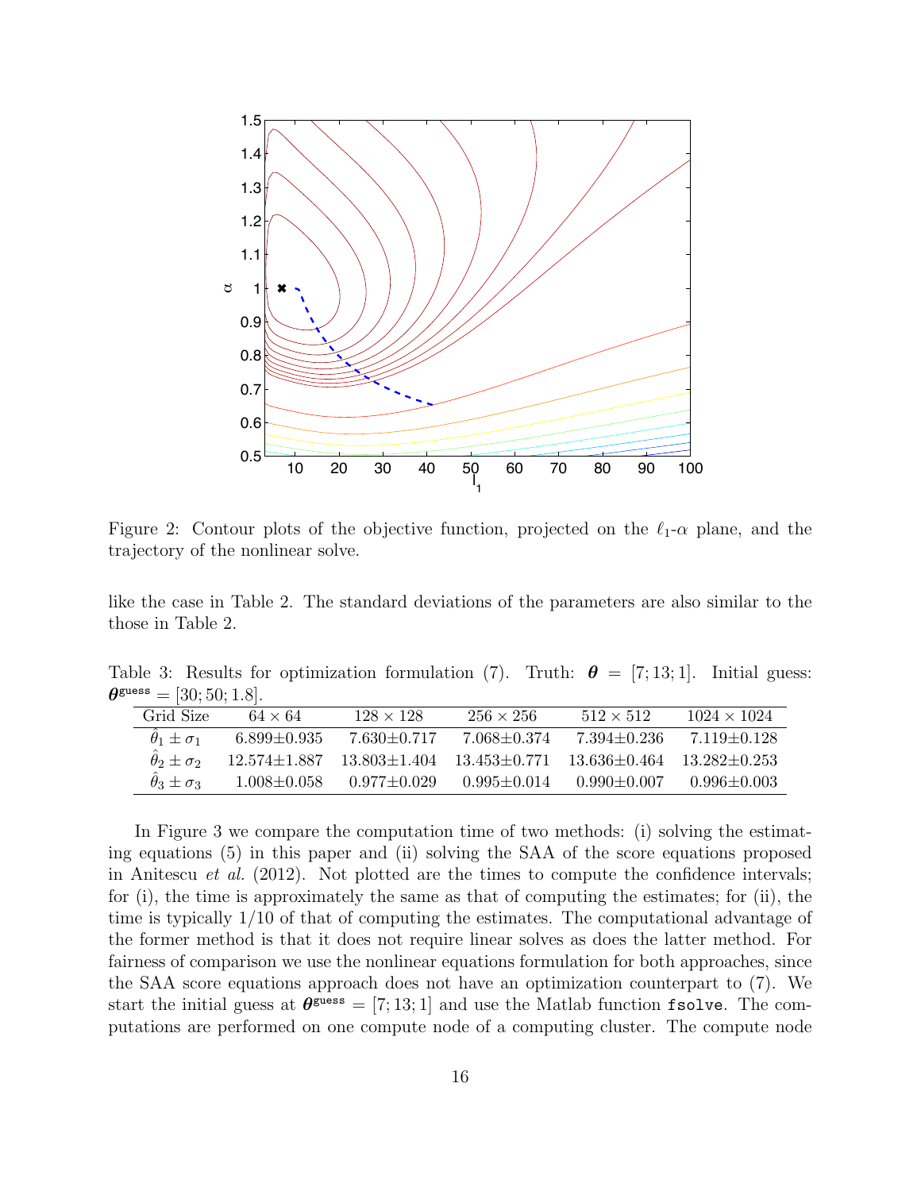Figure 2: Contour plots of the objective function, projected on the $\ell_1$-$\alpha$ plane, and the trajectory of the nonlinear solve.

like the case in Table 2. The standard deviations of the parameters are also similar to the those in Table 2.

Table 3: Results for optimization formulation (7). Truth: $\boldsymbol{\theta} = [7; 13; 1]$. Initial guess: $\boldsymbol{\theta}^{\text{guess}} = [30; 50; 1.8]$.

| Grid Size | $64 \times 64$ | $128 \times 128$ | $256 \times 256$ | $512 \times 512$ | $1024 \times 1024$ |
|---|---|---|---|---|---|
| $\hat{\theta}_1 \pm \sigma_1$ | 6.899±0.935 | 7.630±0.717 | 7.068±0.374 | 7.394±0.236 | 7.119±0.128 |
| $\hat{\theta}_2 \pm \sigma_2$ | 12.574±1.887 | 13.803±1.404 | 13.453±0.771 | 13.636±0.464 | 13.282±0.253 |
| $\hat{\theta}_3 \pm \sigma_3$ | 1.008±0.058 | 0.977±0.029 | 0.995±0.014 | 0.990±0.007 | 0.996±0.003 |

In Figure 3 we compare the computation time of two methods: (i) solving the estimating equations (5) in this paper and (ii) solving the SAA of the score equations proposed in Anitescu *et al.* (2012). Not plotted are the times to compute the confidence intervals; for (i), the time is approximately the same as that of computing the estimates; for (ii), the time is typically 1/10 of that of computing the estimates. The computational advantage of the former method is that it does not require linear solves as does the latter method. For fairness of comparison we use the nonlinear equations formulation for both approaches, since the SAA score equations approach does not have an optimization counterpart to (7). We start the initial guess at $\boldsymbol{\theta}^{\text{guess}} = [7; 13; 1]$ and use the Matlab function `fsolve`. The computations are performed on one compute node of a computing cluster. The compute node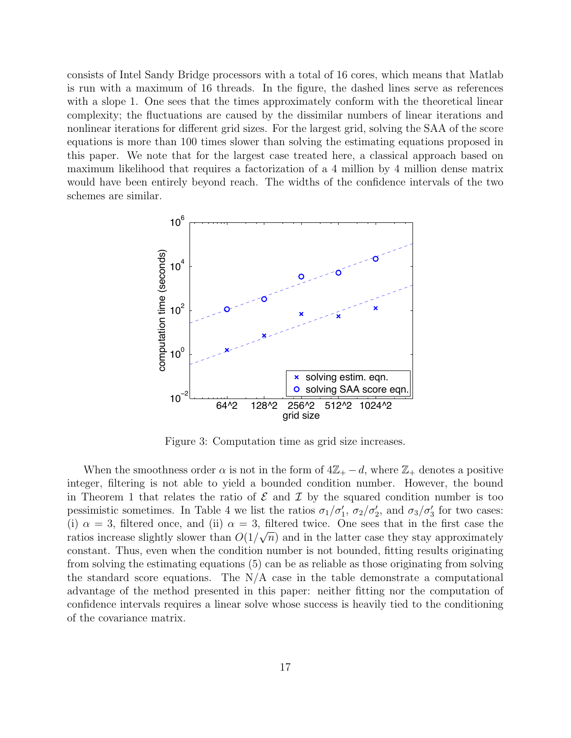consists of Intel Sandy Bridge processors with a total of 16 cores, which means that Matlab is run with a maximum of 16 threads. In the figure, the dashed lines serve as references with a slope 1. One sees that the times approximately conform with the theoretical linear complexity; the fluctuations are caused by the dissimilar numbers of linear iterations and nonlinear iterations for different grid sizes. For the largest grid, solving the SAA of the score equations is more than 100 times slower than solving the estimating equations proposed in this paper. We note that for the largest case treated here, a classical approach based on maximum likelihood that requires a factorization of a 4 million by 4 million dense matrix would have been entirely beyond reach. The widths of the confidence intervals of the two schemes are similar.

Figure 3: Computation time as grid size increases.

When the smoothness order $\alpha$ is not in the form of $4\mathbb{Z}_+ - d$, where $\mathbb{Z}_+$ denotes a positive integer, filtering is not able to yield a bounded condition number. However, the bound in Theorem 1 that relates the ratio of $\mathcal{E}$ and $\mathcal{I}$ by the squared condition number is too pessimistic sometimes. In Table 4 we list the ratios $\sigma_1/\sigma_1'$, $\sigma_2/\sigma_2'$, and $\sigma_3/\sigma_3'$ for two cases: (i) $\alpha = 3$, filtered once, and (ii) $\alpha = 3$, filtered twice. One sees that in the first case the ratios increase slightly slower than $O(1/\sqrt{n})$ and in the latter case they stay approximately constant. Thus, even when the condition number is not bounded, fitting results originating from solving the estimating equations (5) can be as reliable as those originating from solving the standard score equations. The N/A case in the table demonstrate a computational advantage of the method presented in this paper: neither fitting nor the computation of confidence intervals requires a linear solve whose success is heavily tied to the conditioning of the covariance matrix.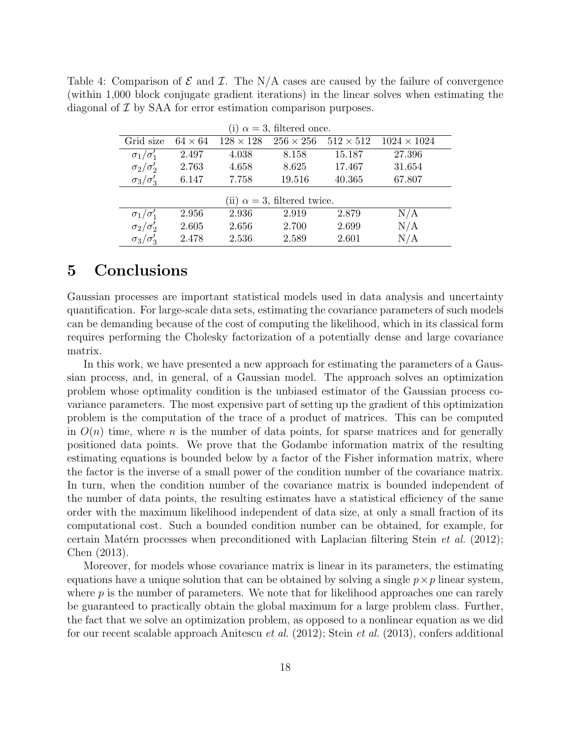Table 4: Comparison of $\mathcal{E}$ and $\mathcal{I}$. The N/A cases are caused by the failure of convergence (within 1,000 block conjugate gradient iterations) in the linear solves when estimating the diagonal of $\mathcal{I}$ by SAA for error estimation comparison purposes.

| (i) $\alpha = 3$, filtered once. | | | | | |
|---|---|---|---|---|---|
| Grid size | $64 \times 64$ | $128 \times 128$ | $256 \times 256$ | $512 \times 512$ | $1024 \times 1024$ |
| $\sigma_1/\sigma_1'$ | 2.497 | 4.038 | 8.158 | 15.187 | 27.396 |
| $\sigma_2/\sigma_2'$ | 2.763 | 4.658 | 8.625 | 17.467 | 31.654 |
| $\sigma_3/\sigma_3'$ | 6.147 | 7.758 | 19.516 | 40.365 | 67.807 |
| (ii) $\alpha = 3$, filtered twice. | | | | | |
| $\sigma_1/\sigma_1'$ | 2.956 | 2.936 | 2.919 | 2.879 | N/A |
| $\sigma_2/\sigma_2'$ | 2.605 | 2.656 | 2.700 | 2.699 | N/A |
| $\sigma_3/\sigma_3'$ | 2.478 | 2.536 | 2.589 | 2.601 | N/A |

# 5 Conclusions

Gaussian processes are important statistical models used in data analysis and uncertainty quantification. For large-scale data sets, estimating the covariance parameters of such models can be demanding because of the cost of computing the likelihood, which in its classical form requires performing the Cholesky factorization of a potentially dense and large covariance matrix.

In this work, we have presented a new approach for estimating the parameters of a Gaussian process, and, in general, of a Gaussian model. The approach solves an optimization problem whose optimality condition is the unbiased estimator of the Gaussian process covariance parameters. The most expensive part of setting up the gradient of this optimization problem is the computation of the trace of a product of matrices. This can be computed in $O(n)$ time, where $n$ is the number of data points, for sparse matrices and for generally positioned data points. We prove that the Godambe information matrix of the resulting estimating equations is bounded below by a factor of the Fisher information matrix, where the factor is the inverse of a small power of the condition number of the covariance matrix. In turn, when the condition number of the covariance matrix is bounded independent of the number of data points, the resulting estimates have a statistical efficiency of the same order with the maximum likelihood independent of data size, at only a small fraction of its computational cost. Such a bounded condition number can be obtained, for example, for certain Matérn processes when preconditioned with Laplacian filtering Stein *et al.* (2012); Chen (2013).

Moreover, for models whose covariance matrix is linear in its parameters, the estimating equations have a unique solution that can be obtained by solving a single $p \times p$ linear system, where $p$ is the number of parameters. We note that for likelihood approaches one can rarely be guaranteed to practically obtain the global maximum for a large problem class. Further, the fact that we solve an optimization problem, as opposed to a nonlinear equation as we did for our recent scalable approach Anitescu *et al.* (2012); Stein *et al.* (2013), confers additional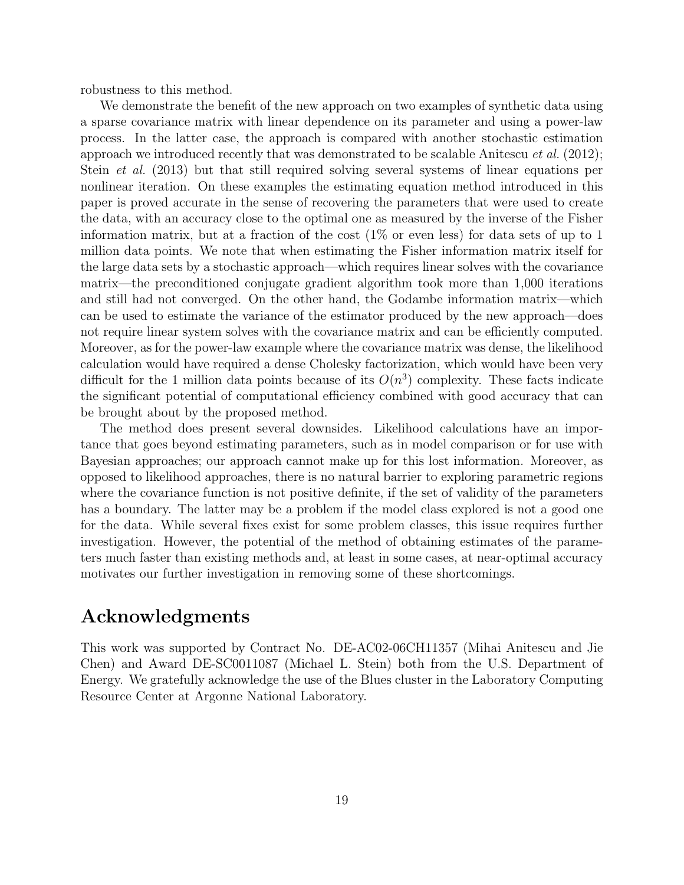robustness to this method.

We demonstrate the benefit of the new approach on two examples of synthetic data using a sparse covariance matrix with linear dependence on its parameter and using a power-law process. In the latter case, the approach is compared with another stochastic estimation approach we introduced recently that was demonstrated to be scalable Anitescu *et al.* (2012); Stein *et al.* (2013) but that still required solving several systems of linear equations per nonlinear iteration. On these examples the estimating equation method introduced in this paper is proved accurate in the sense of recovering the parameters that were used to create the data, with an accuracy close to the optimal one as measured by the inverse of the Fisher information matrix, but at a fraction of the cost (1% or even less) for data sets of up to 1 million data points. We note that when estimating the Fisher information matrix itself for the large data sets by a stochastic approach—which requires linear solves with the covariance matrix—the preconditioned conjugate gradient algorithm took more than 1,000 iterations and still had not converged. On the other hand, the Godambe information matrix—which can be used to estimate the variance of the estimator produced by the new approach—does not require linear system solves with the covariance matrix and can be efficiently computed. Moreover, as for the power-law example where the covariance matrix was dense, the likelihood calculation would have required a dense Cholesky factorization, which would have been very difficult for the 1 million data points because of its $O(n^3)$ complexity. These facts indicate the significant potential of computational efficiency combined with good accuracy that can be brought about by the proposed method.

The method does present several downsides. Likelihood calculations have an importance that goes beyond estimating parameters, such as in model comparison or for use with Bayesian approaches; our approach cannot make up for this lost information. Moreover, as opposed to likelihood approaches, there is no natural barrier to exploring parametric regions where the covariance function is not positive definite, if the set of validity of the parameters has a boundary. The latter may be a problem if the model class explored is not a good one for the data. While several fixes exist for some problem classes, this issue requires further investigation. However, the potential of the method of obtaining estimates of the parameters much faster than existing methods and, at least in some cases, at near-optimal accuracy motivates our further investigation in removing some of these shortcomings.

# Acknowledgments

This work was supported by Contract No. DE-AC02-06CH11357 (Mihai Anitescu and Jie Chen) and Award DE-SC0011087 (Michael L. Stein) both from the U.S. Department of Energy. We gratefully acknowledge the use of the Blues cluster in the Laboratory Computing Resource Center at Argonne National Laboratory.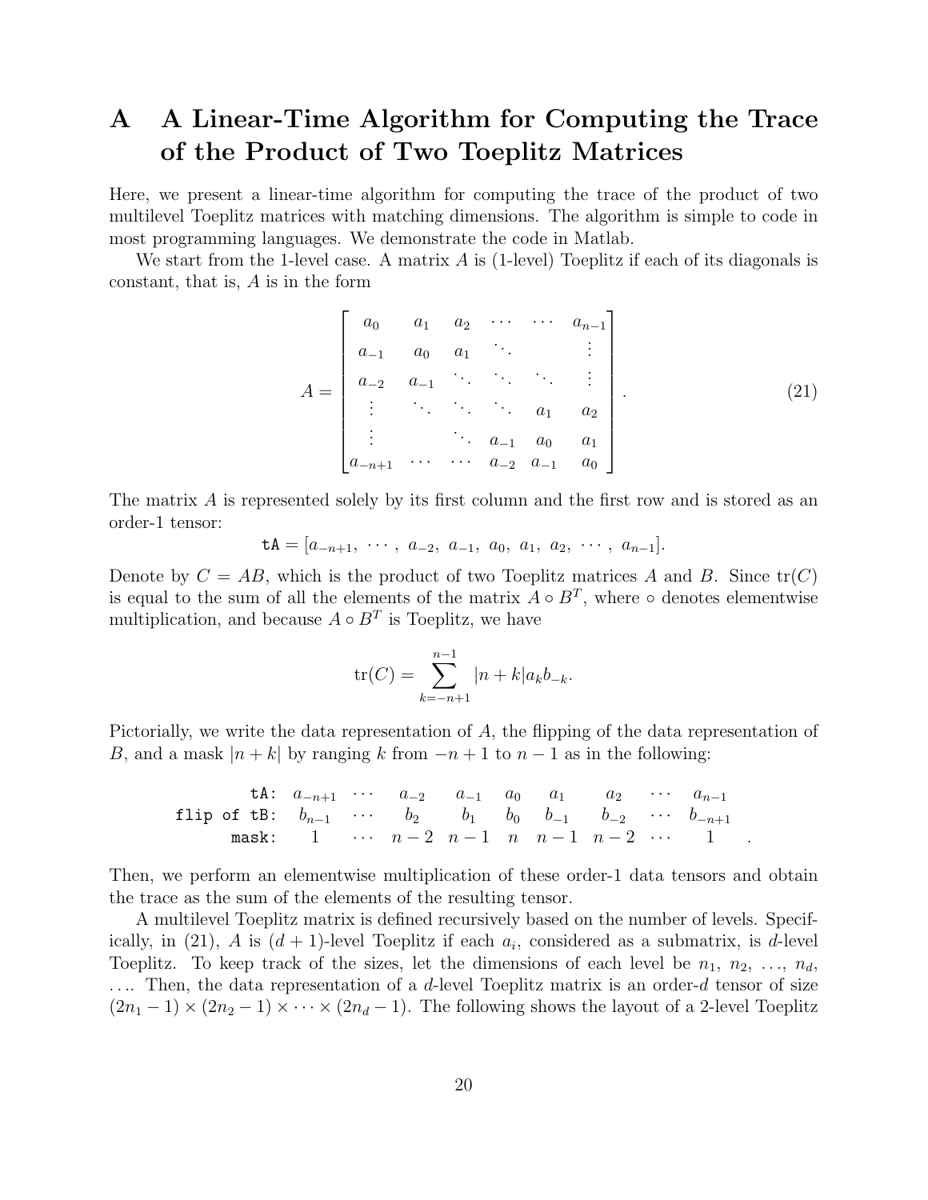# A A Linear-Time Algorithm for Computing the Trace of the Product of Two Toeplitz Matrices

Here, we present a linear-time algorithm for computing the trace of the product of two multilevel Toeplitz matrices with matching dimensions. The algorithm is simple to code in most programming languages. We demonstrate the code in Matlab.

We start from the 1-level case. A matrix $A$ is (1-level) Toeplitz if each of its diagonals is constant, that is, $A$ is in the form

$$A = \begin{bmatrix} a_0 & a_1 & a_2 & \cdots & \cdots & a_{n-1} \\ a_{-1} & a_0 & a_1 & \ddots & & \vdots \\ a_{-2} & a_{-1} & \ddots & \ddots & \ddots & \vdots \\ \vdots & \ddots & \ddots & \ddots & a_1 & a_2 \\ \vdots & & \ddots & a_{-1} & a_0 & a_1 \\ a_{-n+1} & \cdots & \cdots & a_{-2} & a_{-1} & a_0 \end{bmatrix}. \tag{21}$$

The matrix $A$ is represented solely by its first column and the first row and is stored as an order-1 tensor:

$$\texttt{tA} = [a_{-n+1},\ \cdots,\ a_{-2},\ a_{-1},\ a_0,\ a_1,\ a_2,\ \cdots,\ a_{n-1}].$$

Denote by $C = AB$, which is the product of two Toeplitz matrices $A$ and $B$. Since $\operatorname{tr}(C)$ is equal to the sum of all the elements of the matrix $A \circ B^T$, where $\circ$ denotes elementwise multiplication, and because $A \circ B^T$ is Toeplitz, we have

$$\operatorname{tr}(C) = \sum_{k=-n+1}^{n-1} |n+k| a_k b_{-k}.$$

Pictorially, we write the data representation of $A$, the flipping of the data representation of $B$, and a mask $|n+k|$ by ranging $k$ from $-n+1$ to $n-1$ as in the following:

$$\begin{array}{rccccccccc} \texttt{tA:} & a_{-n+1} & \cdots & a_{-2} & a_{-1} & a_0 & a_1 & a_2 & \cdots & a_{n-1} \\ \texttt{flip of tB:} & b_{n-1} & \cdots & b_2 & b_1 & b_0 & b_{-1} & b_{-2} & \cdots & b_{-n+1} \\ \texttt{mask:} & 1 & \cdots & n-2 & n-1 & n & n-1 & n-2 & \cdots & 1 \end{array}.$$

Then, we perform an elementwise multiplication of these order-1 data tensors and obtain the trace as the sum of the elements of the resulting tensor.

A multilevel Toeplitz matrix is defined recursively based on the number of levels. Specifically, in (21), $A$ is $(d+1)$-level Toeplitz if each $a_i$, considered as a submatrix, is $d$-level Toeplitz. To keep track of the sizes, let the dimensions of each level be $n_1, n_2, \ldots, n_d, \ldots$. Then, the data representation of a $d$-level Toeplitz matrix is an order-$d$ tensor of size $(2n_1 - 1) \times (2n_2 - 1) \times \cdots \times (2n_d - 1)$. The following shows the layout of a 2-level Toeplitz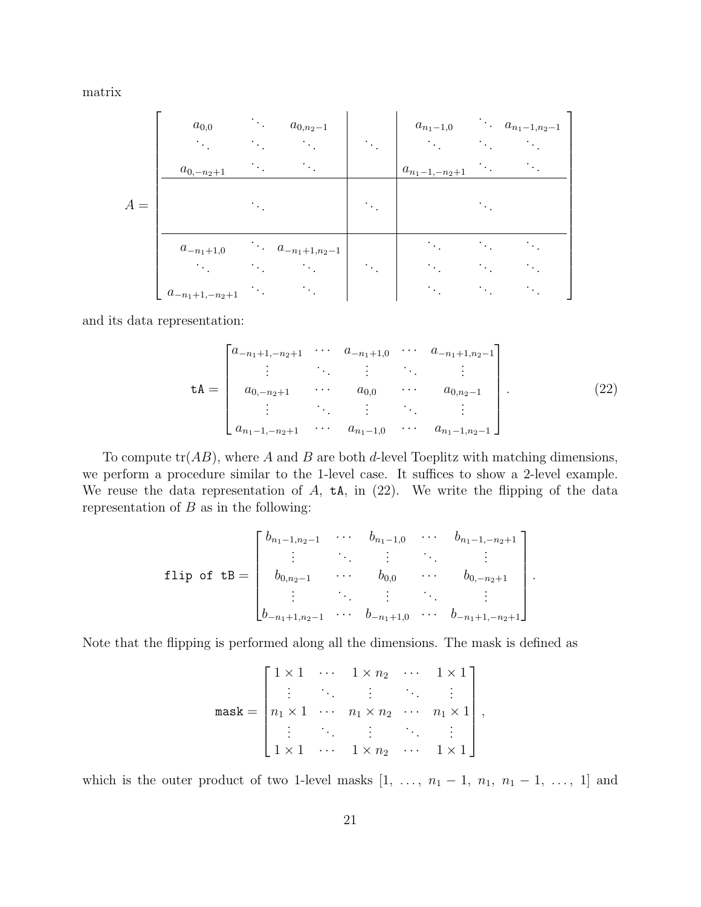matrix

$$
A = \left[\begin{array}{ccc|c|ccc}
a_{0,0} & \ddots & a_{0,n_2-1} & & a_{n_1-1,0} & \ddots & a_{n_1-1,n_2-1} \\
\ddots & \ddots & \ddots & \ddots & \ddots & \ddots & \ddots \\
a_{0,-n_2+1} & \ddots & \ddots & & a_{n_1-1,-n_2+1} & \ddots & \ddots \\
\hline
 & \ddots & & \ddots & & \ddots & \\
\hline
a_{-n_1+1,0} & \ddots & a_{-n_1+1,n_2-1} & & \ddots & \ddots & \ddots \\
\ddots & \ddots & \ddots & \ddots & \ddots & \ddots & \ddots \\
a_{-n_1+1,-n_2+1} & \ddots & \ddots & & \ddots & \ddots & \ddots
\end{array}\right]
$$

and its data representation:

$$
\texttt{tA} = \begin{bmatrix}
a_{-n_1+1,-n_2+1} & \cdots & a_{-n_1+1,0} & \cdots & a_{-n_1+1,n_2-1} \\
\vdots & \ddots & \vdots & \ddots & \vdots \\
a_{0,-n_2+1} & \cdots & a_{0,0} & \cdots & a_{0,n_2-1} \\
\vdots & \ddots & \vdots & \ddots & \vdots \\
a_{n_1-1,-n_2+1} & \cdots & a_{n_1-1,0} & \cdots & a_{n_1-1,n_2-1}
\end{bmatrix}. \tag{22}
$$

To compute $\mathrm{tr}(AB)$, where $A$ and $B$ are both $d$-level Toeplitz with matching dimensions, we perform a procedure similar to the 1-level case. It suffices to show a 2-level example. We reuse the data representation of $A$, `tA`, in (22). We write the flipping of the data representation of $B$ as in the following:

$$
\texttt{flip of tB} = \begin{bmatrix}
b_{n_1-1,n_2-1} & \cdots & b_{n_1-1,0} & \cdots & b_{n_1-1,-n_2+1} \\
\vdots & \ddots & \vdots & \ddots & \vdots \\
b_{0,n_2-1} & \cdots & b_{0,0} & \cdots & b_{0,-n_2+1} \\
\vdots & \ddots & \vdots & \ddots & \vdots \\
b_{-n_1+1,n_2-1} & \cdots & b_{-n_1+1,0} & \cdots & b_{-n_1+1,-n_2+1}
\end{bmatrix}.
$$

Note that the flipping is performed along all the dimensions. The mask is defined as

$$
\texttt{mask} = \begin{bmatrix}
1 \times 1 & \cdots & 1 \times n_2 & \cdots & 1 \times 1 \\
\vdots & \ddots & \vdots & \ddots & \vdots \\
n_1 \times 1 & \cdots & n_1 \times n_2 & \cdots & n_1 \times 1 \\
\vdots & \ddots & \vdots & \ddots & \vdots \\
1 \times 1 & \cdots & 1 \times n_2 & \cdots & 1 \times 1
\end{bmatrix},
$$

which is the outer product of two 1-level masks $[1, \ldots, n_1 - 1, n_1, n_1 - 1, \ldots, 1]$ and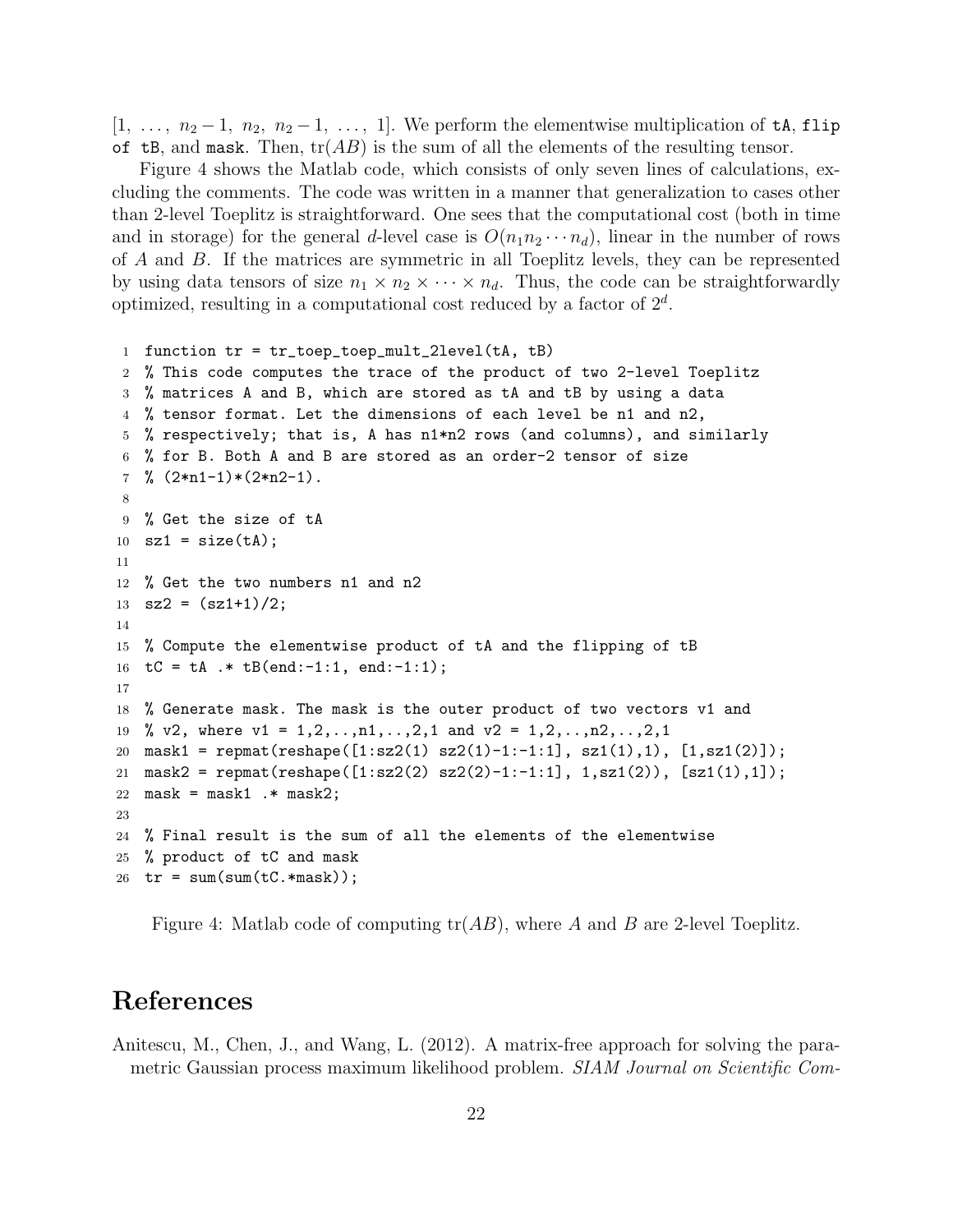$[1, \ldots, n_2-1, n_2, n_2-1, \ldots, 1]$. We perform the elementwise multiplication of `tA`, `flip of tB`, and `mask`. Then, $\text{tr}(AB)$ is the sum of all the elements of the resulting tensor.

Figure 4 shows the Matlab code, which consists of only seven lines of calculations, excluding the comments. The code was written in a manner that generalization to cases other than 2-level Toeplitz is straightforward. One sees that the computational cost (both in time and in storage) for the general $d$-level case is $O(n_1 n_2 \cdots n_d)$, linear in the number of rows of $A$ and $B$. If the matrices are symmetric in all Toeplitz levels, they can be represented by using data tensors of size $n_1 \times n_2 \times \cdots \times n_d$. Thus, the code can be straightforwardly optimized, resulting in a computational cost reduced by a factor of $2^d$.

```
1  function tr = tr_toep_toep_mult_2level(tA, tB)
2  % This code computes the trace of the product of two 2-level Toeplitz
3  % matrices A and B, which are stored as tA and tB by using a data
4  % tensor format. Let the dimensions of each level be n1 and n2,
5  % respectively; that is, A has n1*n2 rows (and columns), and similarly
6  % for B. Both A and B are stored as an order-2 tensor of size
7  % (2*n1-1)*(2*n2-1).
8
9  % Get the size of tA
10 sz1 = size(tA);
11
12 % Get the two numbers n1 and n2
13 sz2 = (sz1+1)/2;
14
15 % Compute the elementwise product of tA and the flipping of tB
16 tC = tA .* tB(end:-1:1, end:-1:1);
17
18 % Generate mask. The mask is the outer product of two vectors v1 and
19 % v2, where v1 = 1,2,..,n1,..,2,1 and v2 = 1,2,..,n2,..,2,1
20 mask1 = repmat(reshape([1:sz2(1) sz2(1)-1:-1:1], sz1(1),1), [1,sz1(2)]);
21 mask2 = repmat(reshape([1:sz2(2) sz2(2)-1:-1:1], 1,sz1(2)), [sz1(1),1]);
22 mask = mask1 .* mask2;
23
24 % Final result is the sum of all the elements of the elementwise
25 % product of tC and mask
26 tr = sum(sum(tC.*mask));
```

Figure 4: Matlab code of computing $\text{tr}(AB)$, where $A$ and $B$ are 2-level Toeplitz.

# References

Anitescu, M., Chen, J., and Wang, L. (2012). A matrix-free approach for solving the parametric Gaussian process maximum likelihood problem. *SIAM Journal on Scientific Com-*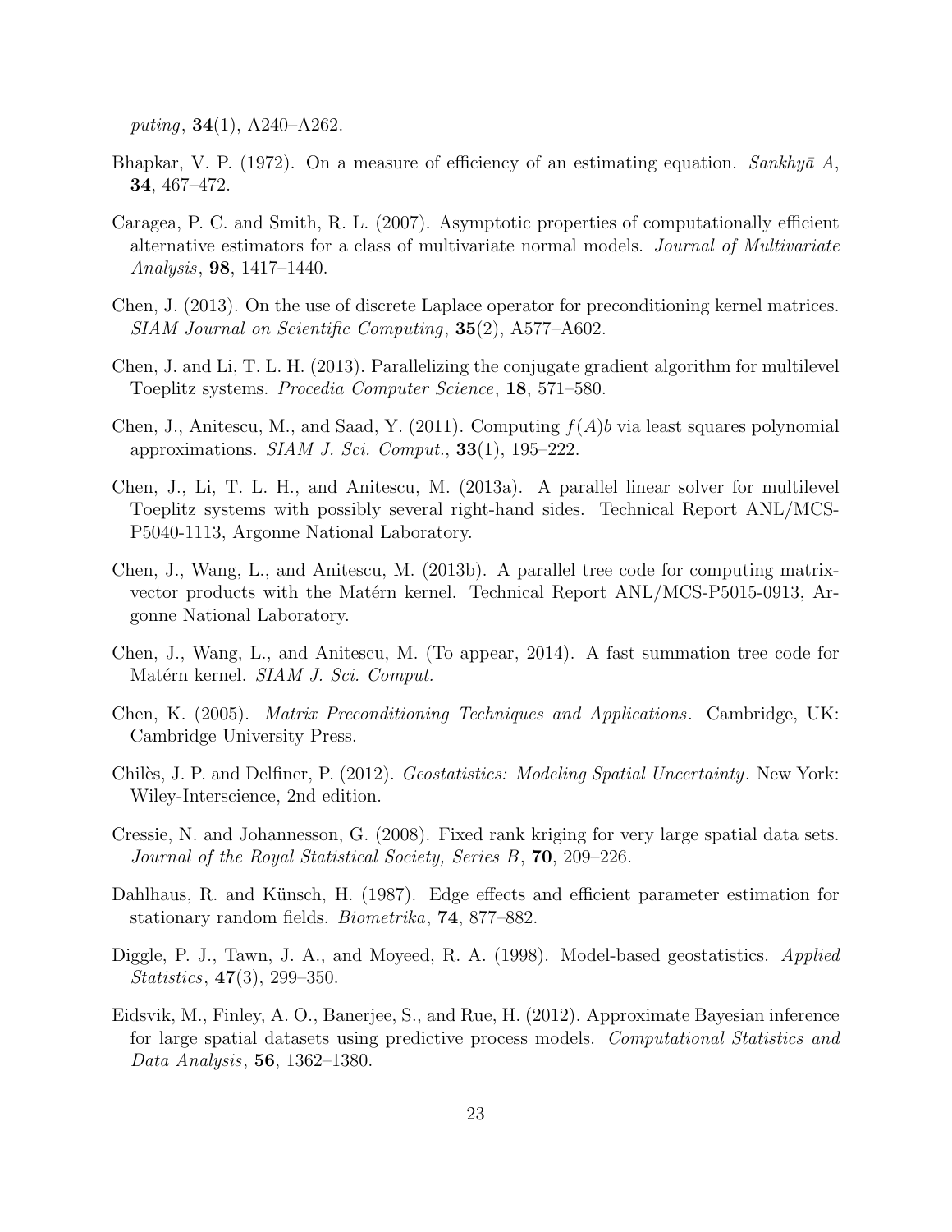*puting*, **34**(1), A240–A262.

Bhapkar, V. P. (1972). On a measure of efficiency of an estimating equation. *Sankhyā A*, **34**, 467–472.

Caragea, P. C. and Smith, R. L. (2007). Asymptotic properties of computationally efficient alternative estimators for a class of multivariate normal models. *Journal of Multivariate Analysis*, **98**, 1417–1440.

Chen, J. (2013). On the use of discrete Laplace operator for preconditioning kernel matrices. *SIAM Journal on Scientific Computing*, **35**(2), A577–A602.

Chen, J. and Li, T. L. H. (2013). Parallelizing the conjugate gradient algorithm for multilevel Toeplitz systems. *Procedia Computer Science*, **18**, 571–580.

Chen, J., Anitescu, M., and Saad, Y. (2011). Computing $f(A)b$ via least squares polynomial approximations. *SIAM J. Sci. Comput.*, **33**(1), 195–222.

Chen, J., Li, T. L. H., and Anitescu, M. (2013a). A parallel linear solver for multilevel Toeplitz systems with possibly several right-hand sides. Technical Report ANL/MCS-P5040-1113, Argonne National Laboratory.

Chen, J., Wang, L., and Anitescu, M. (2013b). A parallel tree code for computing matrix-vector products with the Matérn kernel. Technical Report ANL/MCS-P5015-0913, Argonne National Laboratory.

Chen, J., Wang, L., and Anitescu, M. (To appear, 2014). A fast summation tree code for Matérn kernel. *SIAM J. Sci. Comput.*

Chen, K. (2005). *Matrix Preconditioning Techniques and Applications*. Cambridge, UK: Cambridge University Press.

Chilès, J. P. and Delfiner, P. (2012). *Geostatistics: Modeling Spatial Uncertainty*. New York: Wiley-Interscience, 2nd edition.

Cressie, N. and Johannesson, G. (2008). Fixed rank kriging for very large spatial data sets. *Journal of the Royal Statistical Society, Series B*, **70**, 209–226.

Dahlhaus, R. and Künsch, H. (1987). Edge effects and efficient parameter estimation for stationary random fields. *Biometrika*, **74**, 877–882.

Diggle, P. J., Tawn, J. A., and Moyeed, R. A. (1998). Model-based geostatistics. *Applied Statistics*, **47**(3), 299–350.

Eidsvik, M., Finley, A. O., Banerjee, S., and Rue, H. (2012). Approximate Bayesian inference for large spatial datasets using predictive process models. *Computational Statistics and Data Analysis*, **56**, 1362–1380.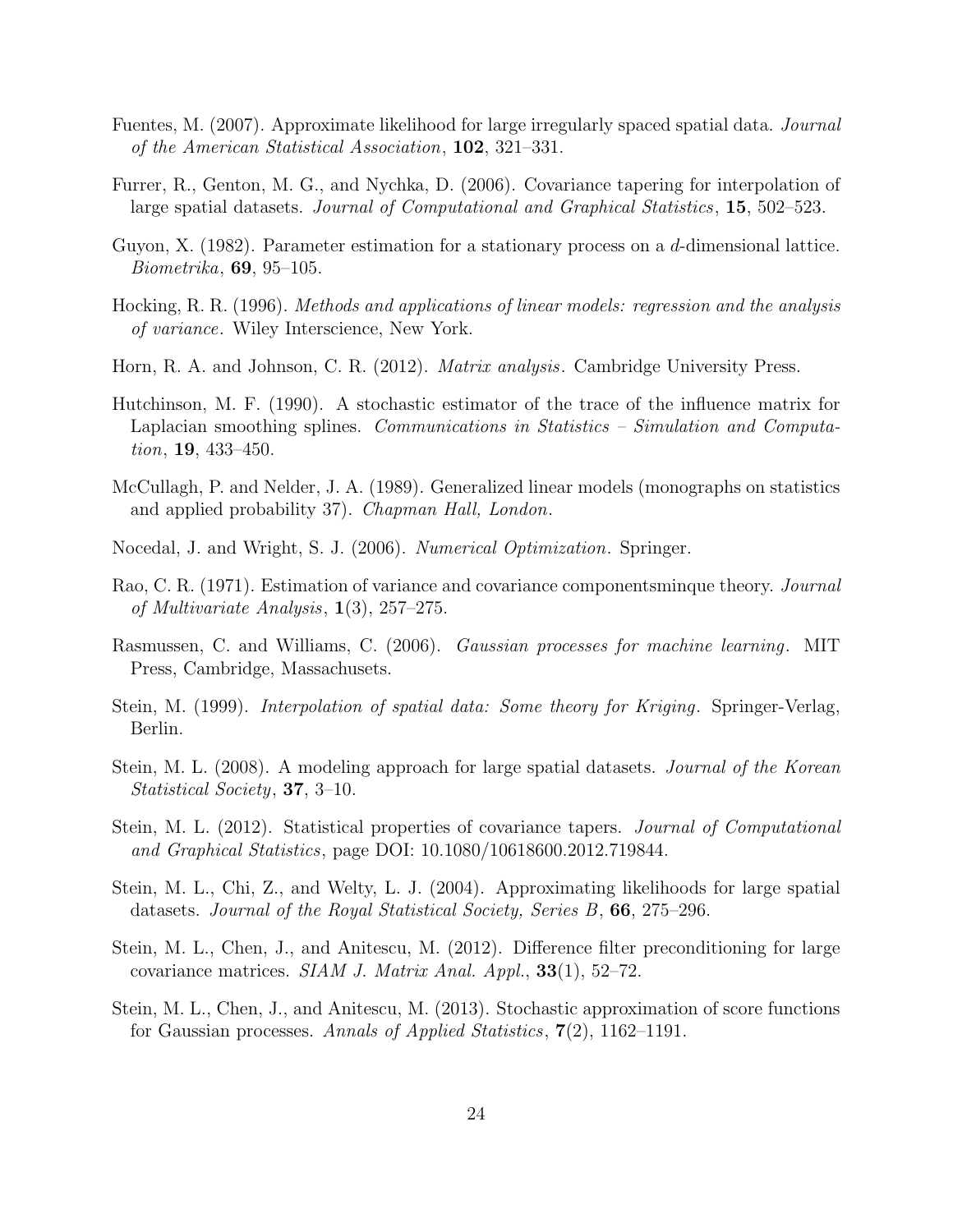Fuentes, M. (2007). Approximate likelihood for large irregularly spaced spatial data. *Journal of the American Statistical Association*, **102**, 321–331.

Furrer, R., Genton, M. G., and Nychka, D. (2006). Covariance tapering for interpolation of large spatial datasets. *Journal of Computational and Graphical Statistics*, **15**, 502–523.

Guyon, X. (1982). Parameter estimation for a stationary process on a $d$-dimensional lattice. *Biometrika*, **69**, 95–105.

Hocking, R. R. (1996). *Methods and applications of linear models: regression and the analysis of variance*. Wiley Interscience, New York.

Horn, R. A. and Johnson, C. R. (2012). *Matrix analysis*. Cambridge University Press.

Hutchinson, M. F. (1990). A stochastic estimator of the trace of the influence matrix for Laplacian smoothing splines. *Communications in Statistics – Simulation and Computation*, **19**, 433–450.

McCullagh, P. and Nelder, J. A. (1989). Generalized linear models (monographs on statistics and applied probability 37). *Chapman Hall, London*.

Nocedal, J. and Wright, S. J. (2006). *Numerical Optimization*. Springer.

Rao, C. R. (1971). Estimation of variance and covariance componentsminque theory. *Journal of Multivariate Analysis*, **1**(3), 257–275.

Rasmussen, C. and Williams, C. (2006). *Gaussian processes for machine learning*. MIT Press, Cambridge, Massachusets.

Stein, M. (1999). *Interpolation of spatial data: Some theory for Kriging*. Springer-Verlag, Berlin.

Stein, M. L. (2008). A modeling approach for large spatial datasets. *Journal of the Korean Statistical Society*, **37**, 3–10.

Stein, M. L. (2012). Statistical properties of covariance tapers. *Journal of Computational and Graphical Statistics*, page DOI: 10.1080/10618600.2012.719844.

Stein, M. L., Chi, Z., and Welty, L. J. (2004). Approximating likelihoods for large spatial datasets. *Journal of the Royal Statistical Society, Series B*, **66**, 275–296.

Stein, M. L., Chen, J., and Anitescu, M. (2012). Difference filter preconditioning for large covariance matrices. *SIAM J. Matrix Anal. Appl.*, **33**(1), 52–72.

Stein, M. L., Chen, J., and Anitescu, M. (2013). Stochastic approximation of score functions for Gaussian processes. *Annals of Applied Statistics*, **7**(2), 1162–1191.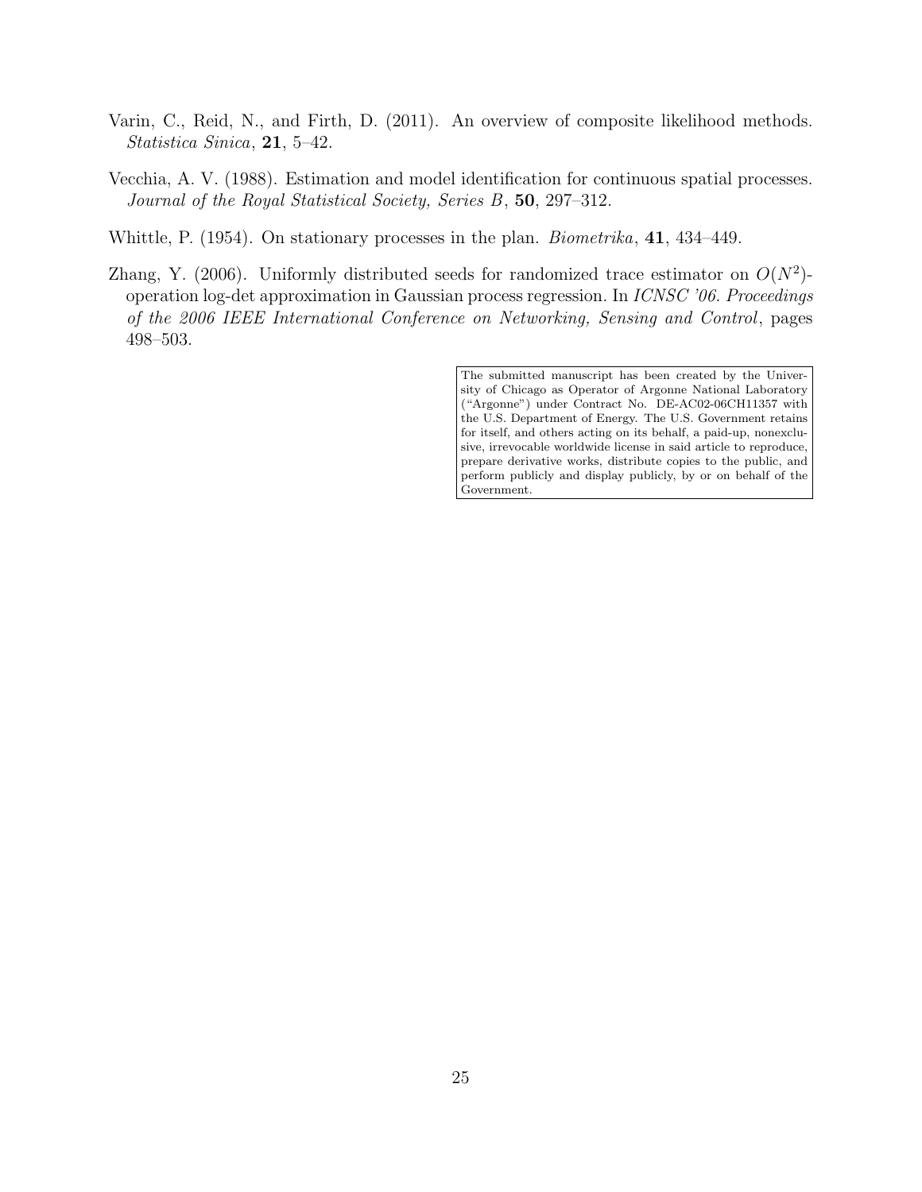Varin, C., Reid, N., and Firth, D. (2011). An overview of composite likelihood methods. *Statistica Sinica*, **21**, 5–42.

Vecchia, A. V. (1988). Estimation and model identification for continuous spatial processes. *Journal of the Royal Statistical Society, Series B*, **50**, 297–312.

Whittle, P. (1954). On stationary processes in the plan. *Biometrika*, **41**, 434–449.

Zhang, Y. (2006). Uniformly distributed seeds for randomized trace estimator on $O(N^2)$-operation log-det approximation in Gaussian process regression. In *ICNSC '06. Proceedings of the 2006 IEEE International Conference on Networking, Sensing and Control*, pages 498–503.

The submitted manuscript has been created by the University of Chicago as Operator of Argonne National Laboratory ("Argonne") under Contract No. DE-AC02-06CH11357 with the U.S. Department of Energy. The U.S. Government retains for itself, and others acting on its behalf, a paid-up, nonexclusive, irrevocable worldwide license in said article to reproduce, prepare derivative works, distribute copies to the public, and perform publicly and display publicly, by or on behalf of the Government.